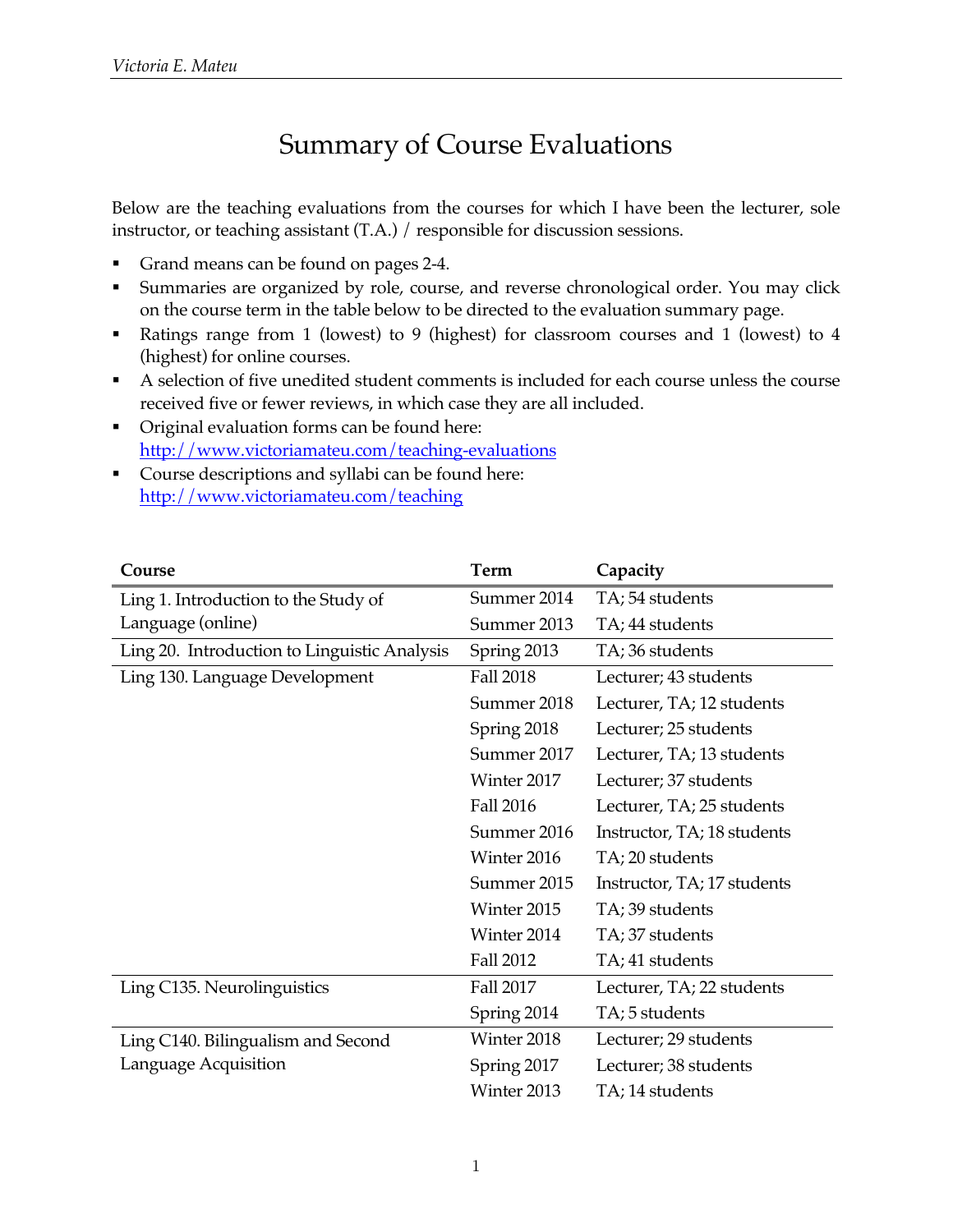# Summary of Course Evaluations

Below are the teaching evaluations from the courses for which I have been the lecturer, sole instructor, or teaching assistant (T.A.) / responsible for discussion sessions.

- Grand means can be found on pages 2-4.
- Summaries are organized by role, course, and reverse chronological order. You may click on the course term in the table below to be directed to the evaluation summary page.
- Ratings range from 1 (lowest) to 9 (highest) for classroom courses and 1 (lowest) to 4 (highest) for online courses.
- A selection of five unedited student comments is included for each course unless the course received five or fewer reviews, in which case they are all included.
- Original evaluation forms can be found here: http://www.victoriamateu.com/teaching-evaluations
- Course descriptions and syllabi can be found here: http://www.victoriamateu.com/teaching

| Course | Term | Capacity |
|---|---|---|
| Ling 1. Introduction to the Study of Language (online) | Summer 2014 | TA; 54 students |
| | Summer 2013 | TA; 44 students |
| Ling 20. Introduction to Linguistic Analysis | Spring 2013 | TA; 36 students |
| Ling 130. Language Development | Fall 2018 | Lecturer; 43 students |
| | Summer 2018 | Lecturer, TA; 12 students |
| | Spring 2018 | Lecturer; 25 students |
| | Summer 2017 | Lecturer, TA; 13 students |
| | Winter 2017 | Lecturer; 37 students |
| | Fall 2016 | Lecturer, TA; 25 students |
| | Summer 2016 | Instructor, TA; 18 students |
| | Winter 2016 | TA; 20 students |
| | Summer 2015 | Instructor, TA; 17 students |
| | Winter 2015 | TA; 39 students |
| | Winter 2014 | TA; 37 students |
| | Fall 2012 | TA; 41 students |
| Ling C135. Neurolinguistics | Fall 2017 | Lecturer, TA; 22 students |
| | Spring 2014 | TA; 5 students |
| Ling C140. Bilingualism and Second Language Acquisition | Winter 2018 | Lecturer; 29 students |
| | Spring 2017 | Lecturer; 38 students |
| | Winter 2013 | TA; 14 students |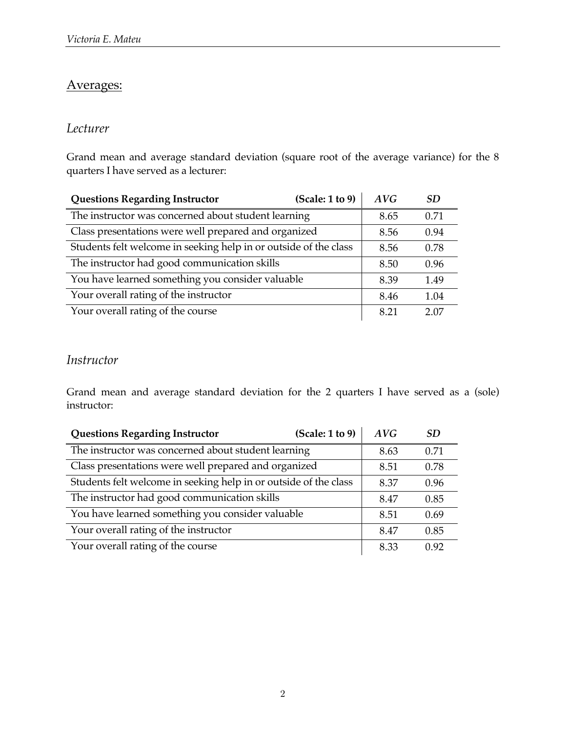## Averages:

### *Lecturer*

Grand mean and average standard deviation (square root of the average variance) for the 8 quarters I have served as a lecturer:

| **Questions Regarding Instructor** (Scale: 1 to 9) | *AVG* | *SD* |
|---|---|---|
| The instructor was concerned about student learning | 8.65 | 0.71 |
| Class presentations were well prepared and organized | 8.56 | 0.94 |
| Students felt welcome in seeking help in or outside of the class | 8.56 | 0.78 |
| The instructor had good communication skills | 8.50 | 0.96 |
| You have learned something you consider valuable | 8.39 | 1.49 |
| Your overall rating of the instructor | 8.46 | 1.04 |
| Your overall rating of the course | 8.21 | 2.07 |

### *Instructor*

Grand mean and average standard deviation for the 2 quarters I have served as a (sole) instructor:

| **Questions Regarding Instructor** (Scale: 1 to 9) | *AVG* | *SD* |
|---|---|---|
| The instructor was concerned about student learning | 8.63 | 0.71 |
| Class presentations were well prepared and organized | 8.51 | 0.78 |
| Students felt welcome in seeking help in or outside of the class | 8.37 | 0.96 |
| The instructor had good communication skills | 8.47 | 0.85 |
| You have learned something you consider valuable | 8.51 | 0.69 |
| Your overall rating of the instructor | 8.47 | 0.85 |
| Your overall rating of the course | 8.33 | 0.92 |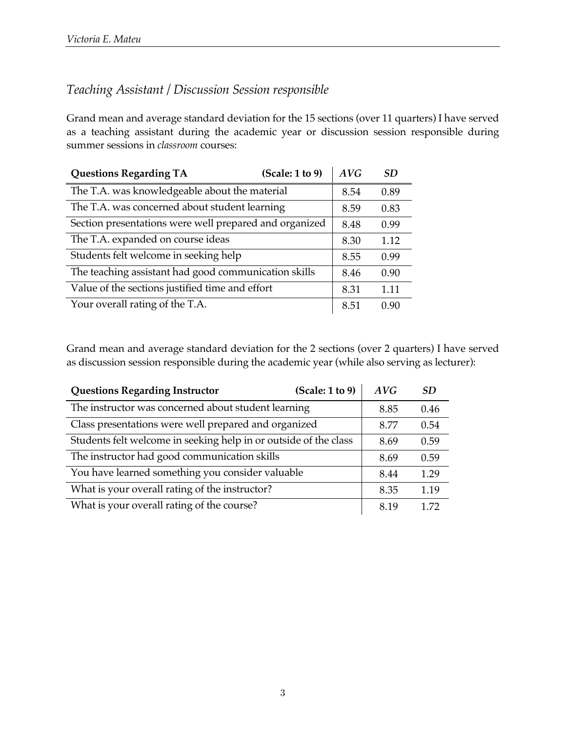## *Teaching Assistant / Discussion Session responsible*

Grand mean and average standard deviation for the 15 sections (over 11 quarters) I have served as a teaching assistant during the academic year or discussion session responsible during summer sessions in *classroom* courses:

| **Questions Regarding TA** **(Scale: 1 to 9)** | *AVG* | *SD* |
|---|---|---|
| The T.A. was knowledgeable about the material | 8.54 | 0.89 |
| The T.A. was concerned about student learning | 8.59 | 0.83 |
| Section presentations were well prepared and organized | 8.48 | 0.99 |
| The T.A. expanded on course ideas | 8.30 | 1.12 |
| Students felt welcome in seeking help | 8.55 | 0.99 |
| The teaching assistant had good communication skills | 8.46 | 0.90 |
| Value of the sections justified time and effort | 8.31 | 1.11 |
| Your overall rating of the T.A. | 8.51 | 0.90 |

Grand mean and average standard deviation for the 2 sections (over 2 quarters) I have served as discussion session responsible during the academic year (while also serving as lecturer):

| **Questions Regarding Instructor** **(Scale: 1 to 9)** | *AVG* | *SD* |
|---|---|---|
| The instructor was concerned about student learning | 8.85 | 0.46 |
| Class presentations were well prepared and organized | 8.77 | 0.54 |
| Students felt welcome in seeking help in or outside of the class | 8.69 | 0.59 |
| The instructor had good communication skills | 8.69 | 0.59 |
| You have learned something you consider valuable | 8.44 | 1.29 |
| What is your overall rating of the instructor? | 8.35 | 1.19 |
| What is your overall rating of the course? | 8.19 | 1.72 |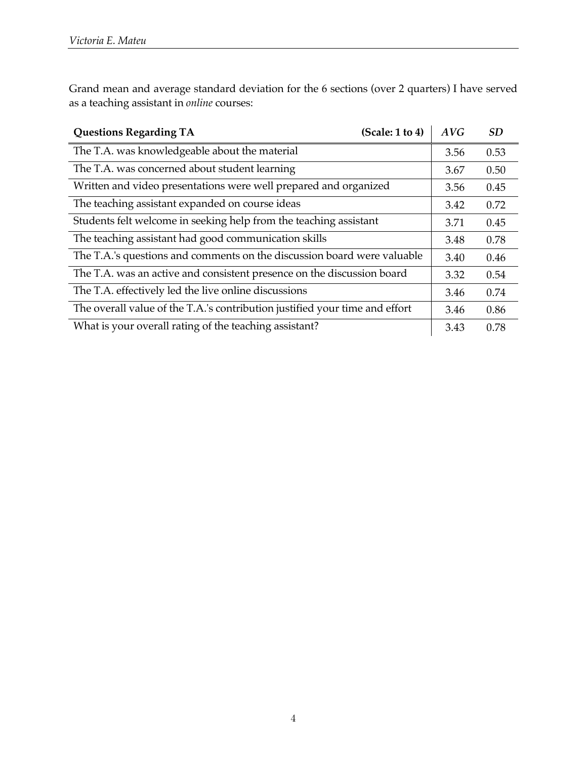Grand mean and average standard deviation for the 6 sections (over 2 quarters) I have served as a teaching assistant in *online* courses:

| **Questions Regarding TA** **(Scale: 1 to 4)** | ***AVG*** | ***SD*** |
|---|---|---|
| The T.A. was knowledgeable about the material | 3.56 | 0.53 |
| The T.A. was concerned about student learning | 3.67 | 0.50 |
| Written and video presentations were well prepared and organized | 3.56 | 0.45 |
| The teaching assistant expanded on course ideas | 3.42 | 0.72 |
| Students felt welcome in seeking help from the teaching assistant | 3.71 | 0.45 |
| The teaching assistant had good communication skills | 3.48 | 0.78 |
| The T.A.'s questions and comments on the discussion board were valuable | 3.40 | 0.46 |
| The T.A. was an active and consistent presence on the discussion board | 3.32 | 0.54 |
| The T.A. effectively led the live online discussions | 3.46 | 0.74 |
| The overall value of the T.A.'s contribution justified your time and effort | 3.46 | 0.86 |
| What is your overall rating of the teaching assistant? | 3.43 | 0.78 |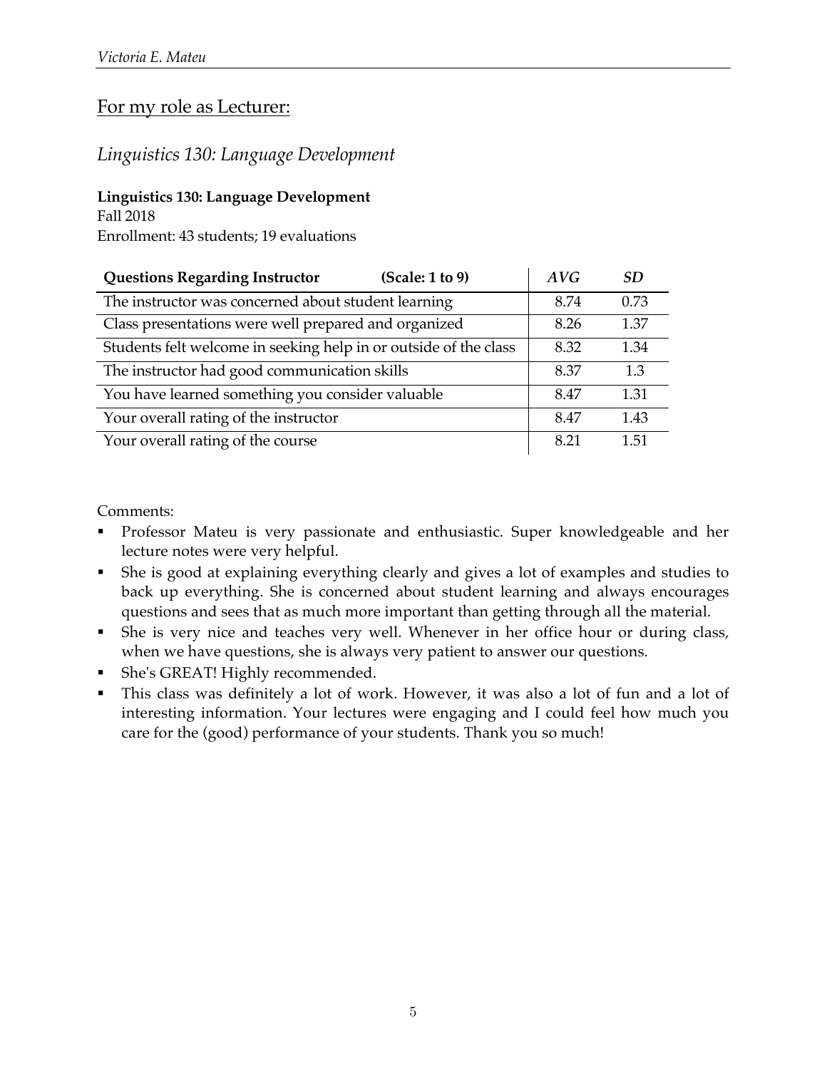## For my role as Lecturer:

### *Linguistics 130: Language Development*

**Linguistics 130: Language Development**
Fall 2018
Enrollment: 43 students; 19 evaluations

| **Questions Regarding Instructor (Scale: 1 to 9)** | *AVG* | *SD* |
|---|---|---|
| The instructor was concerned about student learning | 8.74 | 0.73 |
| Class presentations were well prepared and organized | 8.26 | 1.37 |
| Students felt welcome in seeking help in or outside of the class | 8.32 | 1.34 |
| The instructor had good communication skills | 8.37 | 1.3 |
| You have learned something you consider valuable | 8.47 | 1.31 |
| Your overall rating of the instructor | 8.47 | 1.43 |
| Your overall rating of the course | 8.21 | 1.51 |

Comments:

- Professor Mateu is very passionate and enthusiastic. Super knowledgeable and her lecture notes were very helpful.
- She is good at explaining everything clearly and gives a lot of examples and studies to back up everything. She is concerned about student learning and always encourages questions and sees that as much more important than getting through all the material.
- She is very nice and teaches very well. Whenever in her office hour or during class, when we have questions, she is always very patient to answer our questions.
- She's GREAT! Highly recommended.
- This class was definitely a lot of work. However, it was also a lot of fun and a lot of interesting information. Your lectures were engaging and I could feel how much you care for the (good) performance of your students. Thank you so much!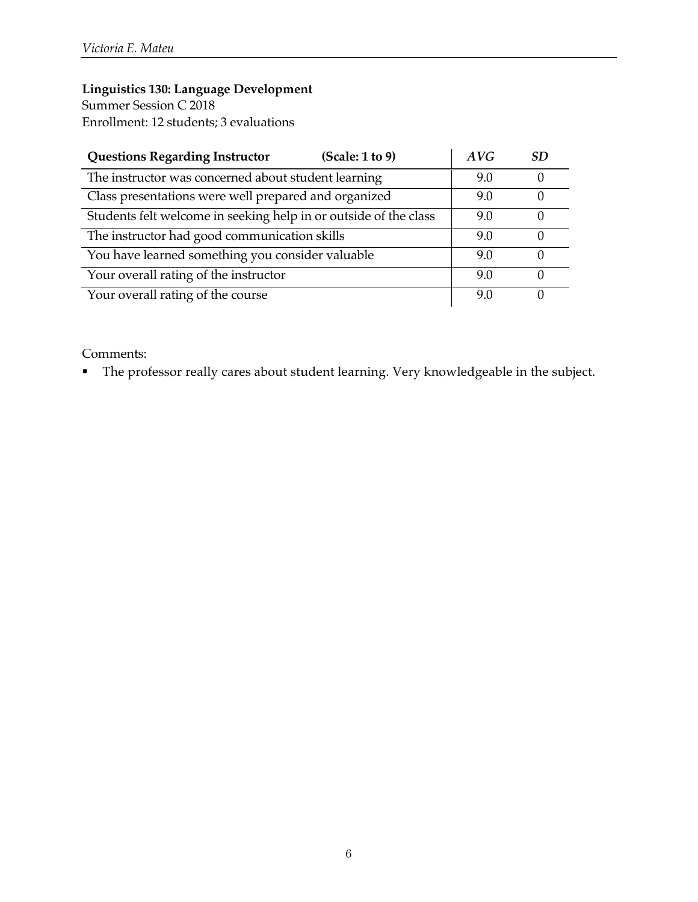**Linguistics 130: Language Development**
Summer Session C 2018
Enrollment: 12 students; 3 evaluations

| **Questions Regarding Instructor** (Scale: 1 to 9) | *AVG* | *SD* |
|---|---|---|
| The instructor was concerned about student learning | 9.0 | 0 |
| Class presentations were well prepared and organized | 9.0 | 0 |
| Students felt welcome in seeking help in or outside of the class | 9.0 | 0 |
| The instructor had good communication skills | 9.0 | 0 |
| You have learned something you consider valuable | 9.0 | 0 |
| Your overall rating of the instructor | 9.0 | 0 |
| Your overall rating of the course | 9.0 | 0 |

Comments:

- The professor really cares about student learning. Very knowledgeable in the subject.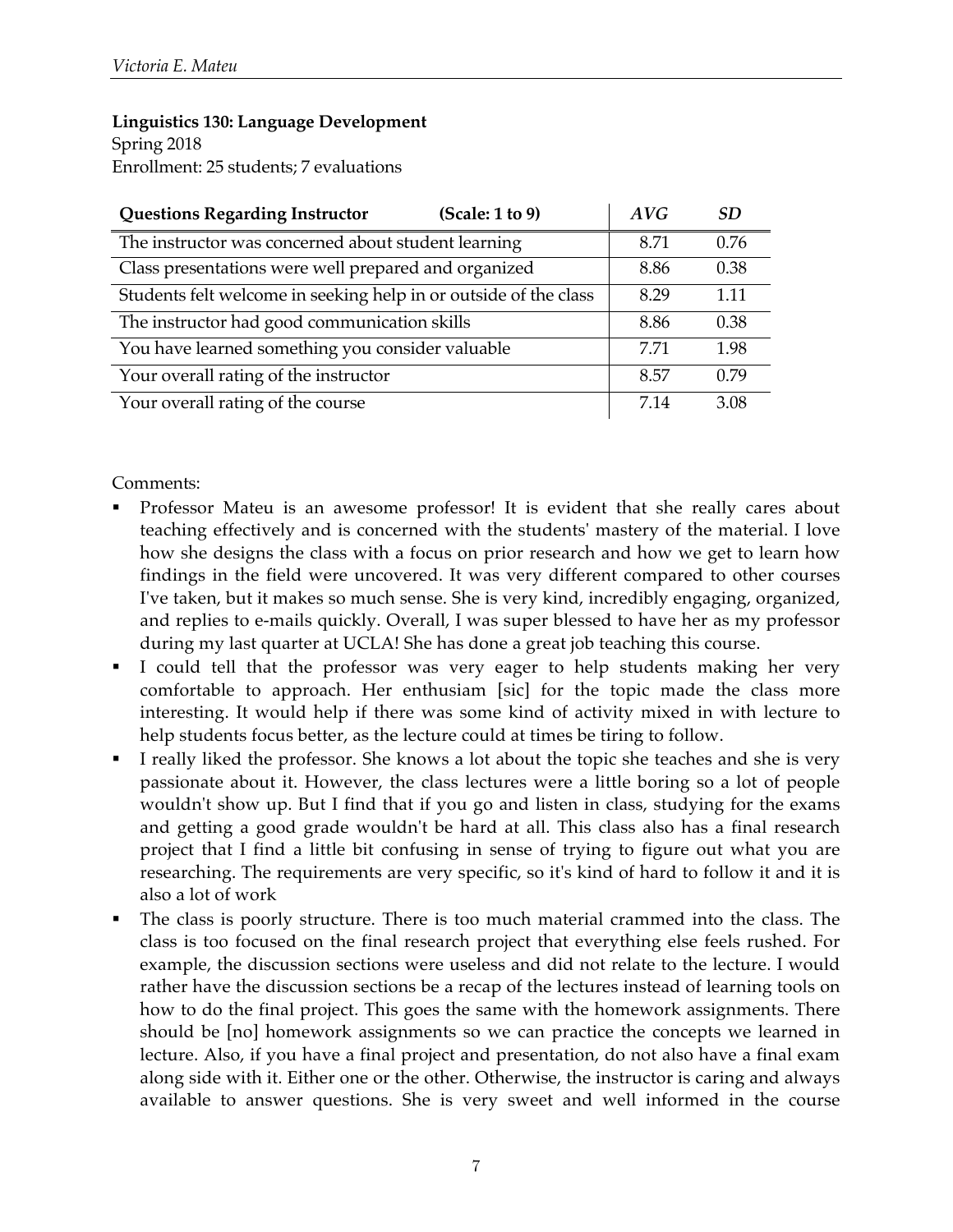**Linguistics 130: Language Development**
Spring 2018
Enrollment: 25 students; 7 evaluations

| **Questions Regarding Instructor (Scale: 1 to 9)** | *AVG* | *SD* |
|---|---|---|
| The instructor was concerned about student learning | 8.71 | 0.76 |
| Class presentations were well prepared and organized | 8.86 | 0.38 |
| Students felt welcome in seeking help in or outside of the class | 8.29 | 1.11 |
| The instructor had good communication skills | 8.86 | 0.38 |
| You have learned something you consider valuable | 7.71 | 1.98 |
| Your overall rating of the instructor | 8.57 | 0.79 |
| Your overall rating of the course | 7.14 | 3.08 |

Comments:

- Professor Mateu is an awesome professor! It is evident that she really cares about teaching effectively and is concerned with the students' mastery of the material. I love how she designs the class with a focus on prior research and how we get to learn how findings in the field were uncovered. It was very different compared to other courses I've taken, but it makes so much sense. She is very kind, incredibly engaging, organized, and replies to e-mails quickly. Overall, I was super blessed to have her as my professor during my last quarter at UCLA! She has done a great job teaching this course.
- I could tell that the professor was very eager to help students making her very comfortable to approach. Her enthusiam [sic] for the topic made the class more interesting. It would help if there was some kind of activity mixed in with lecture to help students focus better, as the lecture could at times be tiring to follow.
- I really liked the professor. She knows a lot about the topic she teaches and she is very passionate about it. However, the class lectures were a little boring so a lot of people wouldn't show up. But I find that if you go and listen in class, studying for the exams and getting a good grade wouldn't be hard at all. This class also has a final research project that I find a little bit confusing in sense of trying to figure out what you are researching. The requirements are very specific, so it's kind of hard to follow it and it is also a lot of work
- The class is poorly structure. There is too much material crammed into the class. The class is too focused on the final research project that everything else feels rushed. For example, the discussion sections were useless and did not relate to the lecture. I would rather have the discussion sections be a recap of the lectures instead of learning tools on how to do the final project. This goes the same with the homework assignments. There should be [no] homework assignments so we can practice the concepts we learned in lecture. Also, if you have a final project and presentation, do not also have a final exam along side with it. Either one or the other. Otherwise, the instructor is caring and always available to answer questions. She is very sweet and well informed in the course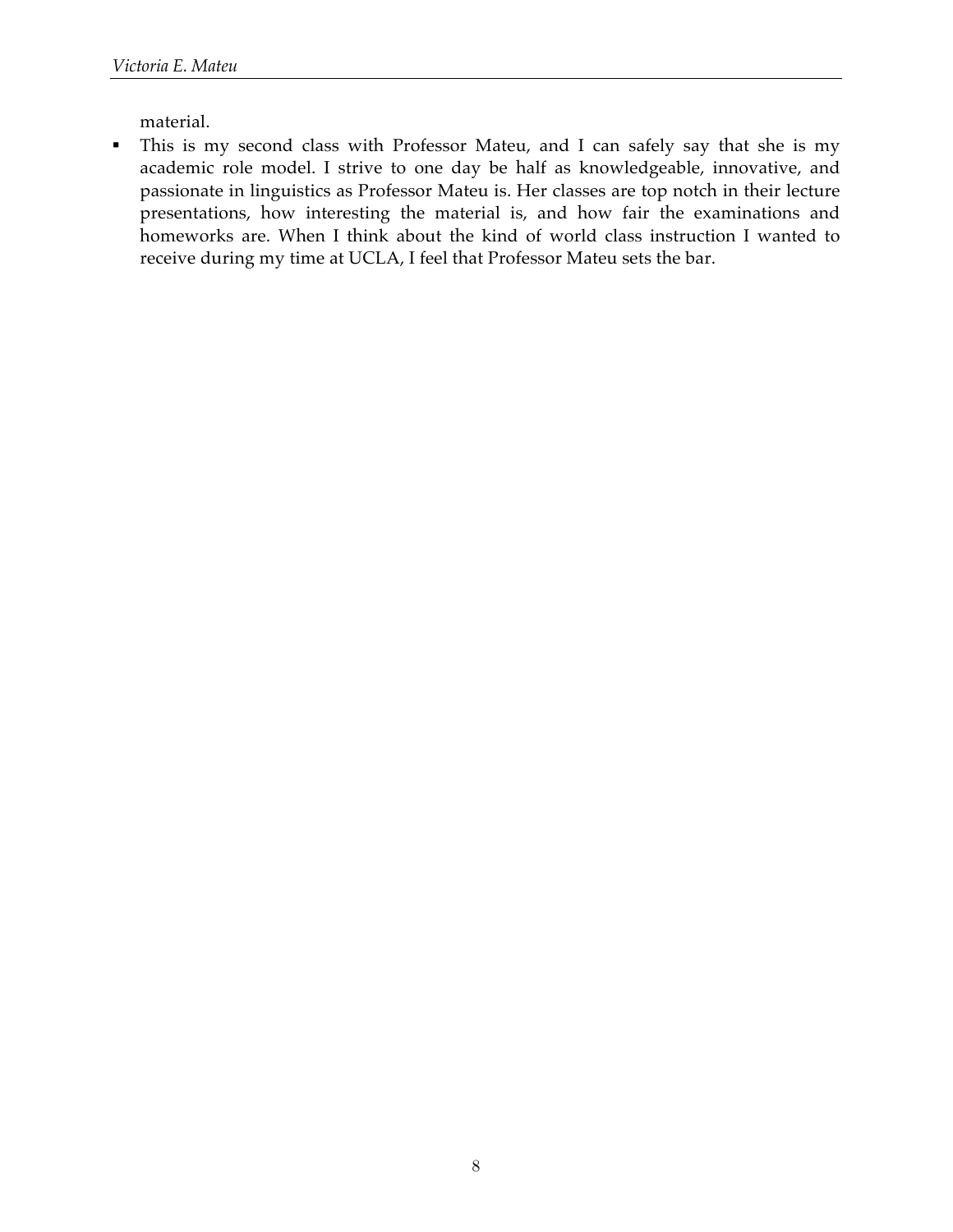material.

- This is my second class with Professor Mateu, and I can safely say that she is my academic role model. I strive to one day be half as knowledgeable, innovative, and passionate in linguistics as Professor Mateu is. Her classes are top notch in their lecture presentations, how interesting the material is, and how fair the examinations and homeworks are. When I think about the kind of world class instruction I wanted to receive during my time at UCLA, I feel that Professor Mateu sets the bar.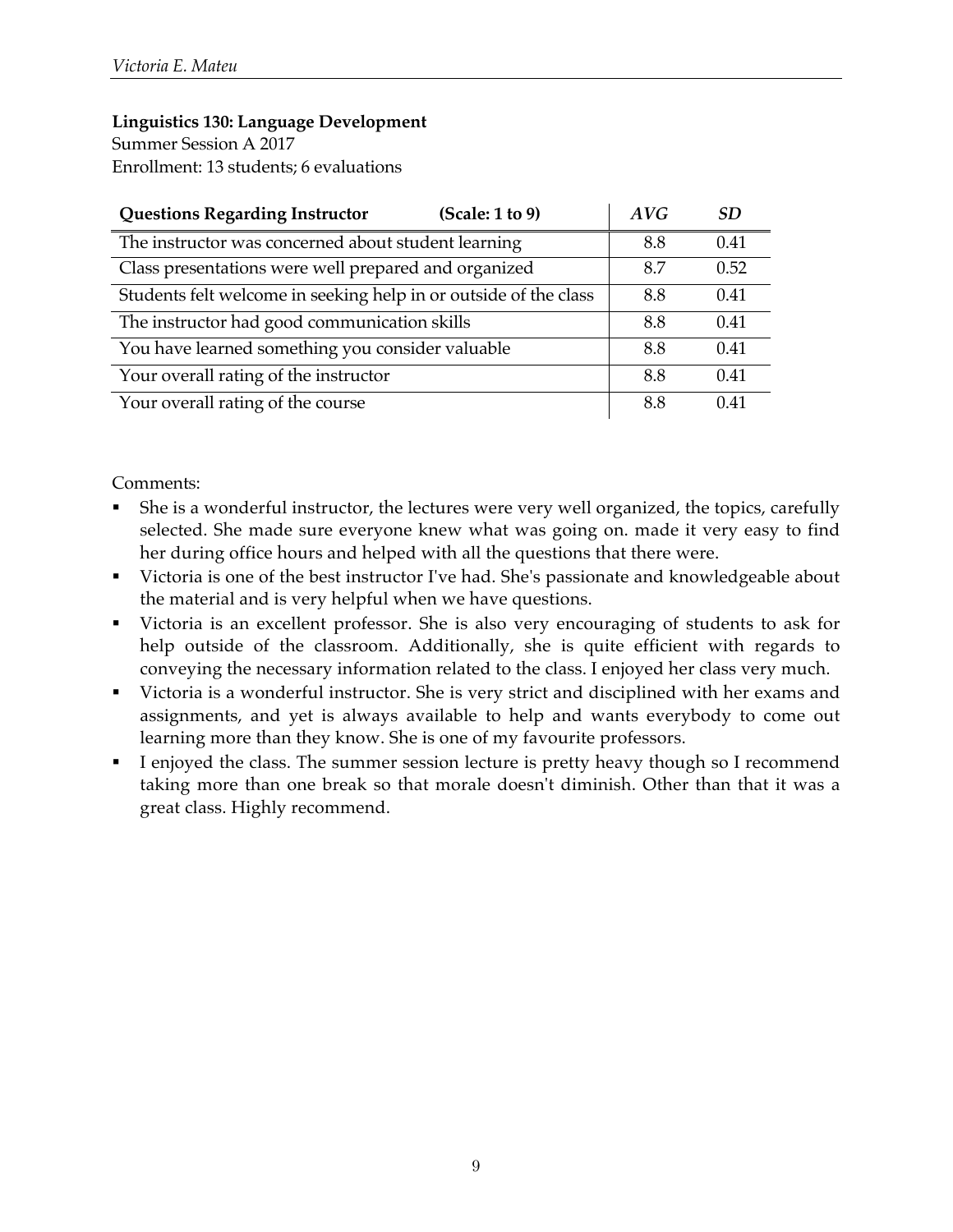**Linguistics 130: Language Development**
Summer Session A 2017
Enrollment: 13 students; 6 evaluations

| **Questions Regarding Instructor** (Scale: 1 to 9) | *AVG* | *SD* |
|---|---|---|
| The instructor was concerned about student learning | 8.8 | 0.41 |
| Class presentations were well prepared and organized | 8.7 | 0.52 |
| Students felt welcome in seeking help in or outside of the class | 8.8 | 0.41 |
| The instructor had good communication skills | 8.8 | 0.41 |
| You have learned something you consider valuable | 8.8 | 0.41 |
| Your overall rating of the instructor | 8.8 | 0.41 |
| Your overall rating of the course | 8.8 | 0.41 |

Comments:

- She is a wonderful instructor, the lectures were very well organized, the topics, carefully selected. She made sure everyone knew what was going on. made it very easy to find her during office hours and helped with all the questions that there were.
- Victoria is one of the best instructor I've had. She's passionate and knowledgeable about the material and is very helpful when we have questions.
- Victoria is an excellent professor. She is also very encouraging of students to ask for help outside of the classroom. Additionally, she is quite efficient with regards to conveying the necessary information related to the class. I enjoyed her class very much.
- Victoria is a wonderful instructor. She is very strict and disciplined with her exams and assignments, and yet is always available to help and wants everybody to come out learning more than they know. She is one of my favourite professors.
- I enjoyed the class. The summer session lecture is pretty heavy though so I recommend taking more than one break so that morale doesn't diminish. Other than that it was a great class. Highly recommend.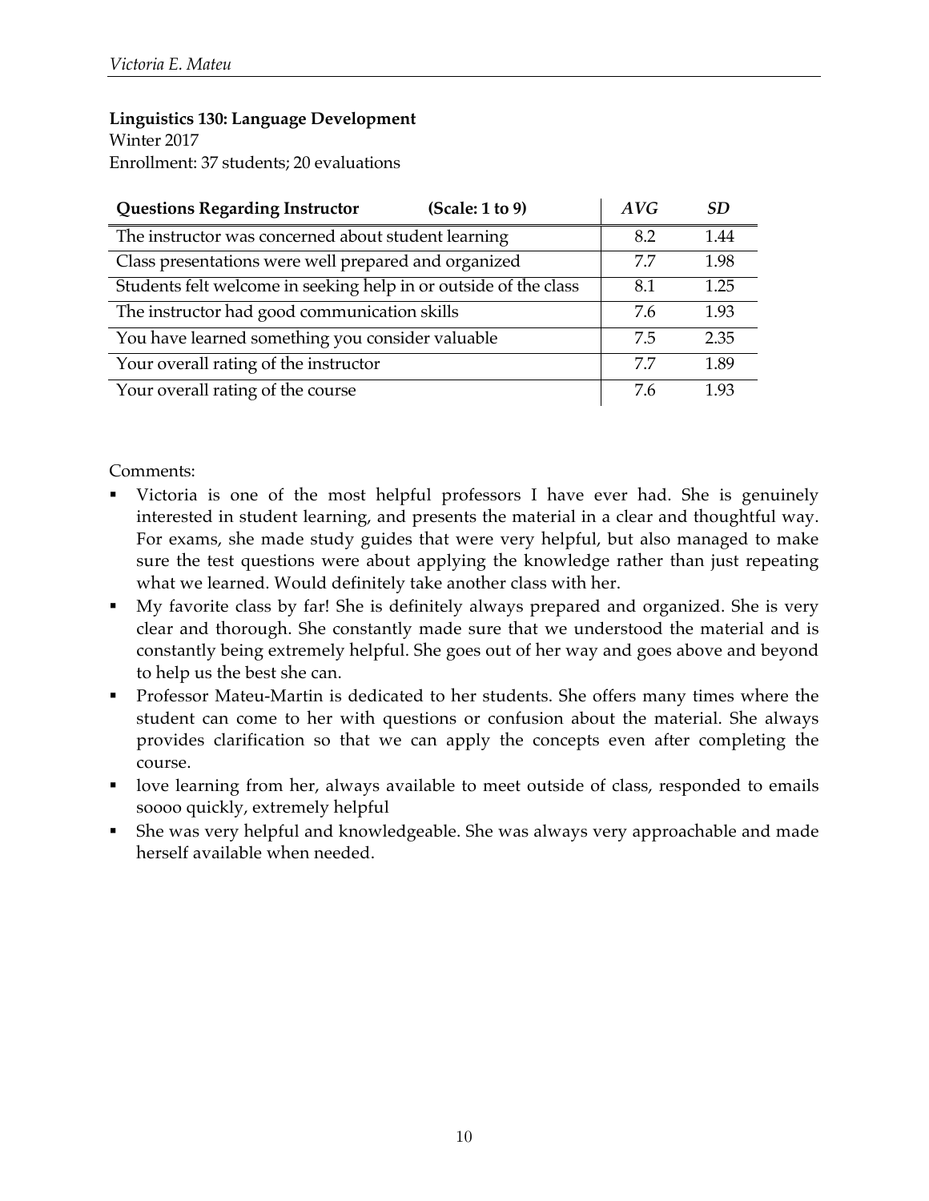**Linguistics 130: Language Development**
Winter 2017
Enrollment: 37 students; 20 evaluations

| **Questions Regarding Instructor (Scale: 1 to 9)** | *AVG* | *SD* |
|---|---|---|
| The instructor was concerned about student learning | 8.2 | 1.44 |
| Class presentations were well prepared and organized | 7.7 | 1.98 |
| Students felt welcome in seeking help in or outside of the class | 8.1 | 1.25 |
| The instructor had good communication skills | 7.6 | 1.93 |
| You have learned something you consider valuable | 7.5 | 2.35 |
| Your overall rating of the instructor | 7.7 | 1.89 |
| Your overall rating of the course | 7.6 | 1.93 |

Comments:

- Victoria is one of the most helpful professors I have ever had. She is genuinely interested in student learning, and presents the material in a clear and thoughtful way. For exams, she made study guides that were very helpful, but also managed to make sure the test questions were about applying the knowledge rather than just repeating what we learned. Would definitely take another class with her.
- My favorite class by far! She is definitely always prepared and organized. She is very clear and thorough. She constantly made sure that we understood the material and is constantly being extremely helpful. She goes out of her way and goes above and beyond to help us the best she can.
- Professor Mateu-Martin is dedicated to her students. She offers many times where the student can come to her with questions or confusion about the material. She always provides clarification so that we can apply the concepts even after completing the course.
- love learning from her, always available to meet outside of class, responded to emails soooo quickly, extremely helpful
- She was very helpful and knowledgeable. She was always very approachable and made herself available when needed.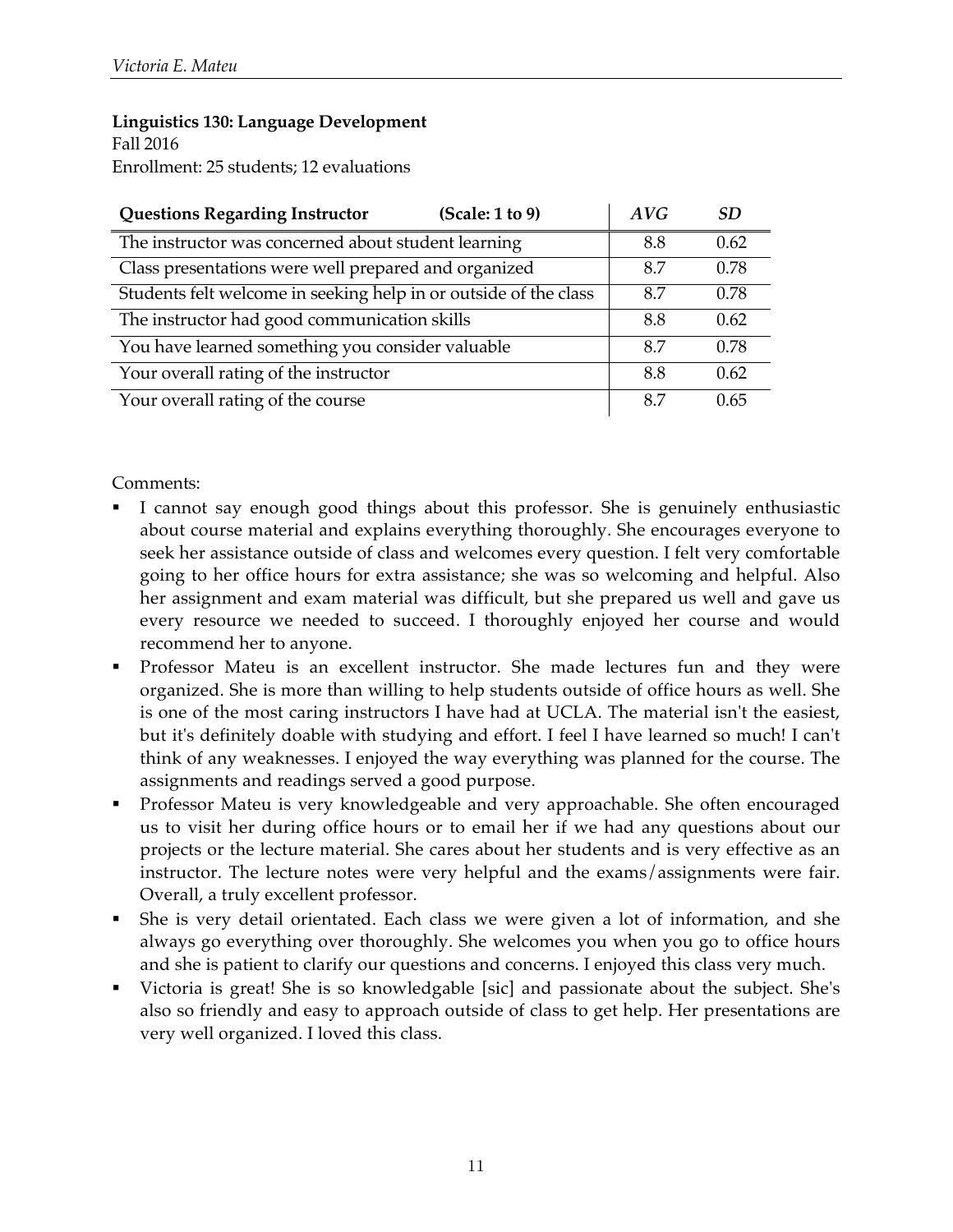**Linguistics 130: Language Development**
Fall 2016
Enrollment: 25 students; 12 evaluations

| Questions Regarding Instructor (Scale: 1 to 9) | *AVG* | *SD* |
|---|---|---|
| The instructor was concerned about student learning | 8.8 | 0.62 |
| Class presentations were well prepared and organized | 8.7 | 0.78 |
| Students felt welcome in seeking help in or outside of the class | 8.7 | 0.78 |
| The instructor had good communication skills | 8.8 | 0.62 |
| You have learned something you consider valuable | 8.7 | 0.78 |
| Your overall rating of the instructor | 8.8 | 0.62 |
| Your overall rating of the course | 8.7 | 0.65 |

Comments:

- I cannot say enough good things about this professor. She is genuinely enthusiastic about course material and explains everything thoroughly. She encourages everyone to seek her assistance outside of class and welcomes every question. I felt very comfortable going to her office hours for extra assistance; she was so welcoming and helpful. Also her assignment and exam material was difficult, but she prepared us well and gave us every resource we needed to succeed. I thoroughly enjoyed her course and would recommend her to anyone.
- Professor Mateu is an excellent instructor. She made lectures fun and they were organized. She is more than willing to help students outside of office hours as well. She is one of the most caring instructors I have had at UCLA. The material isn't the easiest, but it's definitely doable with studying and effort. I feel I have learned so much! I can't think of any weaknesses. I enjoyed the way everything was planned for the course. The assignments and readings served a good purpose.
- Professor Mateu is very knowledgeable and very approachable. She often encouraged us to visit her during office hours or to email her if we had any questions about our projects or the lecture material. She cares about her students and is very effective as an instructor. The lecture notes were very helpful and the exams/assignments were fair. Overall, a truly excellent professor.
- She is very detail orientated. Each class we were given a lot of information, and she always go everything over thoroughly. She welcomes you when you go to office hours and she is patient to clarify our questions and concerns. I enjoyed this class very much.
- Victoria is great! She is so knowledgable [sic] and passionate about the subject. She's also so friendly and easy to approach outside of class to get help. Her presentations are very well organized. I loved this class.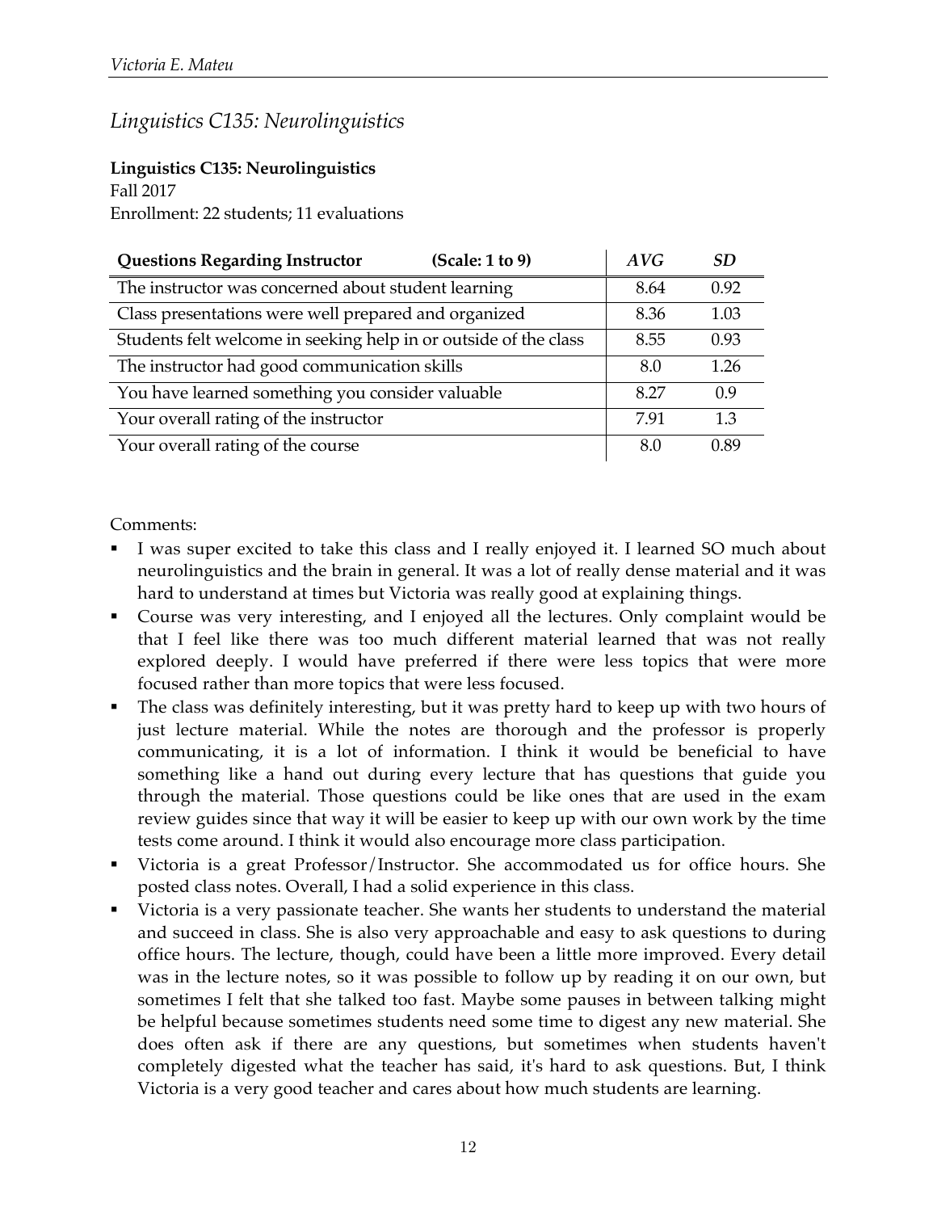## *Linguistics C135: Neurolinguistics*

**Linguistics C135: Neurolinguistics**
Fall 2017
Enrollment: 22 students; 11 evaluations

| **Questions Regarding Instructor** (Scale: 1 to 9) | *AVG* | *SD* |
|---|---|---|
| The instructor was concerned about student learning | 8.64 | 0.92 |
| Class presentations were well prepared and organized | 8.36 | 1.03 |
| Students felt welcome in seeking help in or outside of the class | 8.55 | 0.93 |
| The instructor had good communication skills | 8.0 | 1.26 |
| You have learned something you consider valuable | 8.27 | 0.9 |
| Your overall rating of the instructor | 7.91 | 1.3 |
| Your overall rating of the course | 8.0 | 0.89 |

Comments:

- I was super excited to take this class and I really enjoyed it. I learned SO much about neurolinguistics and the brain in general. It was a lot of really dense material and it was hard to understand at times but Victoria was really good at explaining things.
- Course was very interesting, and I enjoyed all the lectures. Only complaint would be that I feel like there was too much different material learned that was not really explored deeply. I would have preferred if there were less topics that were more focused rather than more topics that were less focused.
- The class was definitely interesting, but it was pretty hard to keep up with two hours of just lecture material. While the notes are thorough and the professor is properly communicating, it is a lot of information. I think it would be beneficial to have something like a hand out during every lecture that has questions that guide you through the material. Those questions could be like ones that are used in the exam review guides since that way it will be easier to keep up with our own work by the time tests come around. I think it would also encourage more class participation.
- Victoria is a great Professor/Instructor. She accommodated us for office hours. She posted class notes. Overall, I had a solid experience in this class.
- Victoria is a very passionate teacher. She wants her students to understand the material and succeed in class. She is also very approachable and easy to ask questions to during office hours. The lecture, though, could have been a little more improved. Every detail was in the lecture notes, so it was possible to follow up by reading it on our own, but sometimes I felt that she talked too fast. Maybe some pauses in between talking might be helpful because sometimes students need some time to digest any new material. She does often ask if there are any questions, but sometimes when students haven't completely digested what the teacher has said, it's hard to ask questions. But, I think Victoria is a very good teacher and cares about how much students are learning.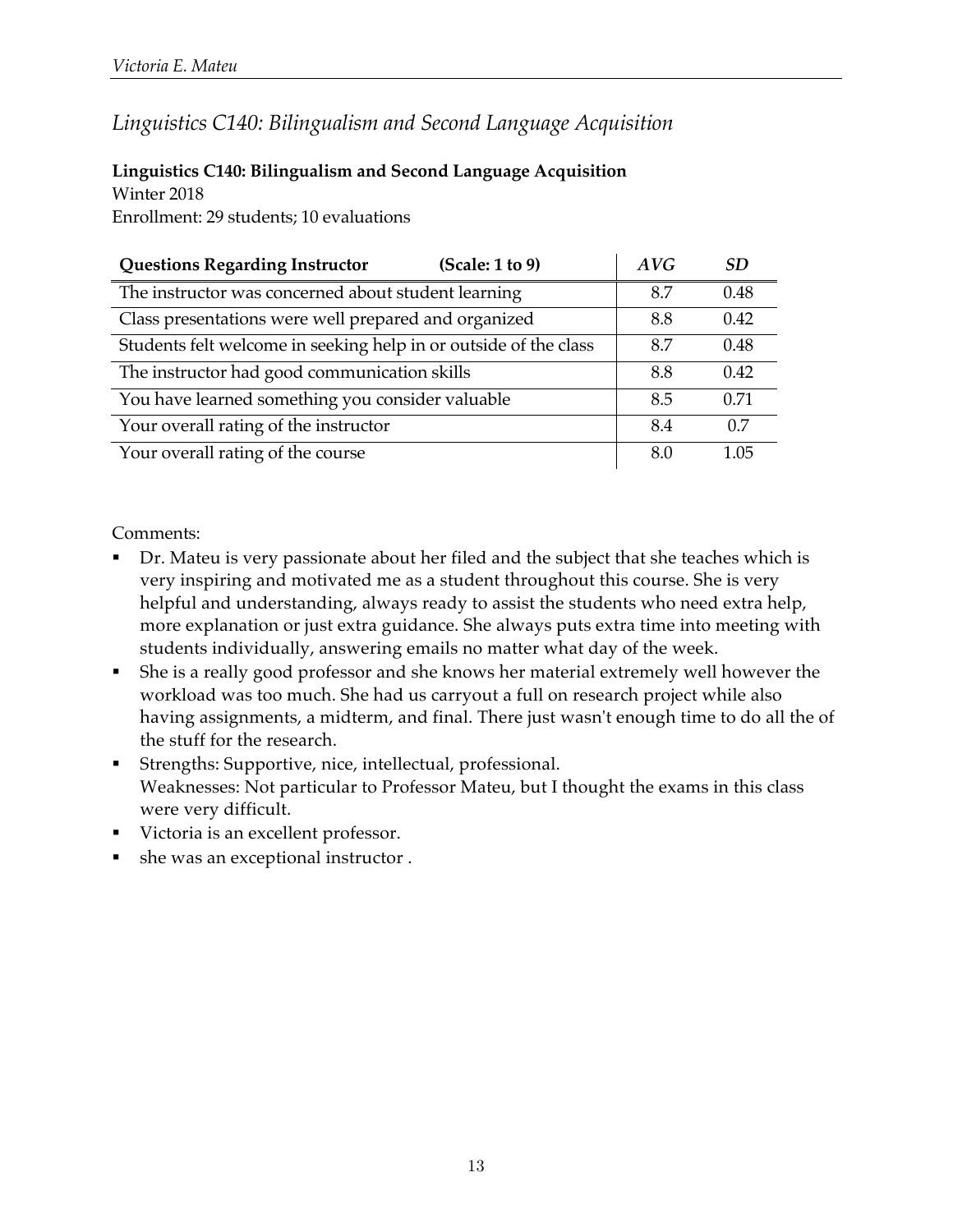*Linguistics C140: Bilingualism and Second Language Acquisition*

**Linguistics C140: Bilingualism and Second Language Acquisition**
Winter 2018
Enrollment: 29 students; 10 evaluations

| **Questions Regarding Instructor** (Scale: 1 to 9) | *AVG* | *SD* |
|---|---|---|
| The instructor was concerned about student learning | 8.7 | 0.48 |
| Class presentations were well prepared and organized | 8.8 | 0.42 |
| Students felt welcome in seeking help in or outside of the class | 8.7 | 0.48 |
| The instructor had good communication skills | 8.8 | 0.42 |
| You have learned something you consider valuable | 8.5 | 0.71 |
| Your overall rating of the instructor | 8.4 | 0.7 |
| Your overall rating of the course | 8.0 | 1.05 |

Comments:

- Dr. Mateu is very passionate about her filed and the subject that she teaches which is very inspiring and motivated me as a student throughout this course. She is very helpful and understanding, always ready to assist the students who need extra help, more explanation or just extra guidance. She always puts extra time into meeting with students individually, answering emails no matter what day of the week.
- She is a really good professor and she knows her material extremely well however the workload was too much. She had us carryout a full on research project while also having assignments, a midterm, and final. There just wasn't enough time to do all the of the stuff for the research.
- Strengths: Supportive, nice, intellectual, professional.
  Weaknesses: Not particular to Professor Mateu, but I thought the exams in this class were very difficult.
- Victoria is an excellent professor.
- she was an exceptional instructor .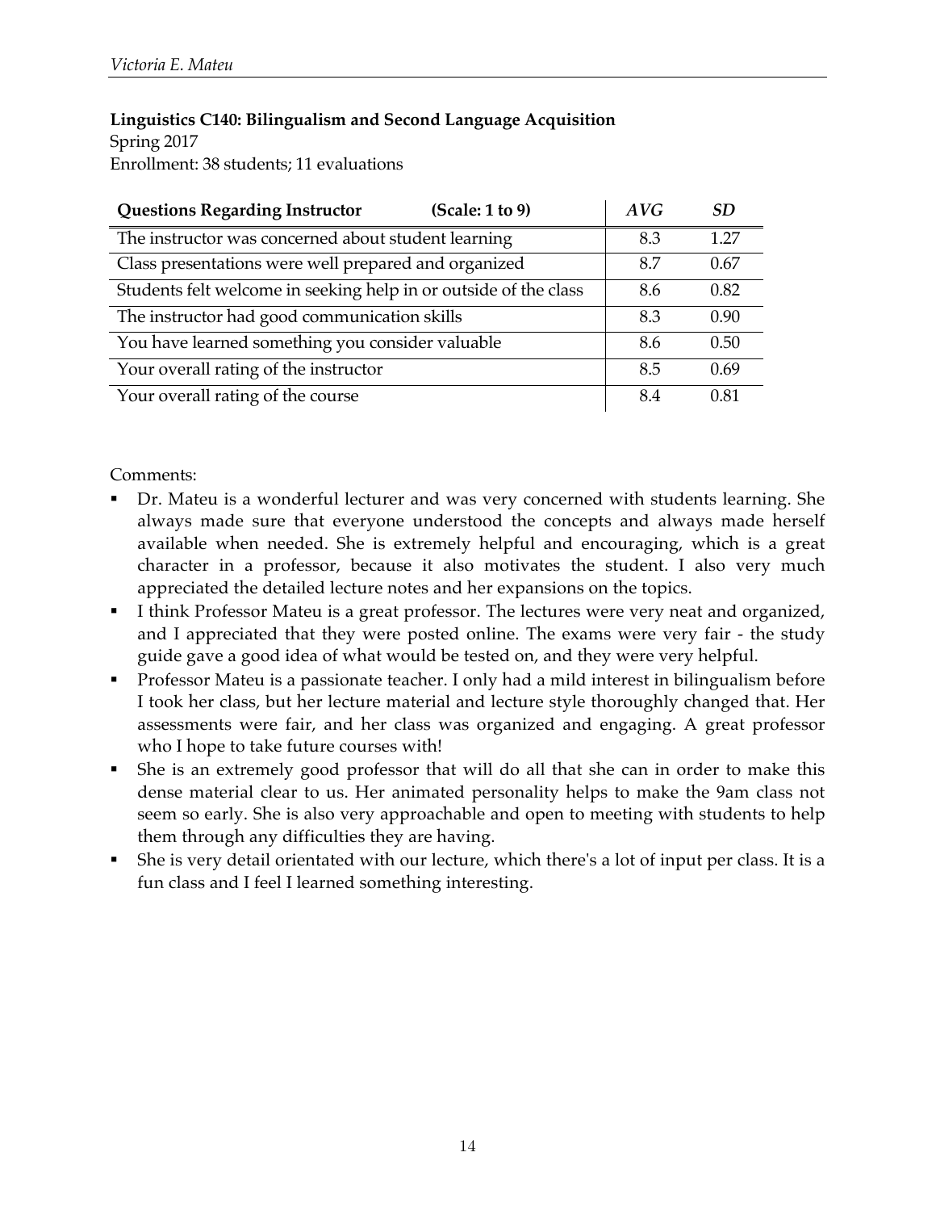**Linguistics C140: Bilingualism and Second Language Acquisition**
Spring 2017
Enrollment: 38 students; 11 evaluations

| **Questions Regarding Instructor** (Scale: 1 to 9) | *AVG* | *SD* |
|---|---|---|
| The instructor was concerned about student learning | 8.3 | 1.27 |
| Class presentations were well prepared and organized | 8.7 | 0.67 |
| Students felt welcome in seeking help in or outside of the class | 8.6 | 0.82 |
| The instructor had good communication skills | 8.3 | 0.90 |
| You have learned something you consider valuable | 8.6 | 0.50 |
| Your overall rating of the instructor | 8.5 | 0.69 |
| Your overall rating of the course | 8.4 | 0.81 |

Comments:

- Dr. Mateu is a wonderful lecturer and was very concerned with students learning. She always made sure that everyone understood the concepts and always made herself available when needed. She is extremely helpful and encouraging, which is a great character in a professor, because it also motivates the student. I also very much appreciated the detailed lecture notes and her expansions on the topics.
- I think Professor Mateu is a great professor. The lectures were very neat and organized, and I appreciated that they were posted online. The exams were very fair - the study guide gave a good idea of what would be tested on, and they were very helpful.
- Professor Mateu is a passionate teacher. I only had a mild interest in bilingualism before I took her class, but her lecture material and lecture style thoroughly changed that. Her assessments were fair, and her class was organized and engaging. A great professor who I hope to take future courses with!
- She is an extremely good professor that will do all that she can in order to make this dense material clear to us. Her animated personality helps to make the 9am class not seem so early. She is also very approachable and open to meeting with students to help them through any difficulties they are having.
- She is very detail orientated with our lecture, which there's a lot of input per class. It is a fun class and I feel I learned something interesting.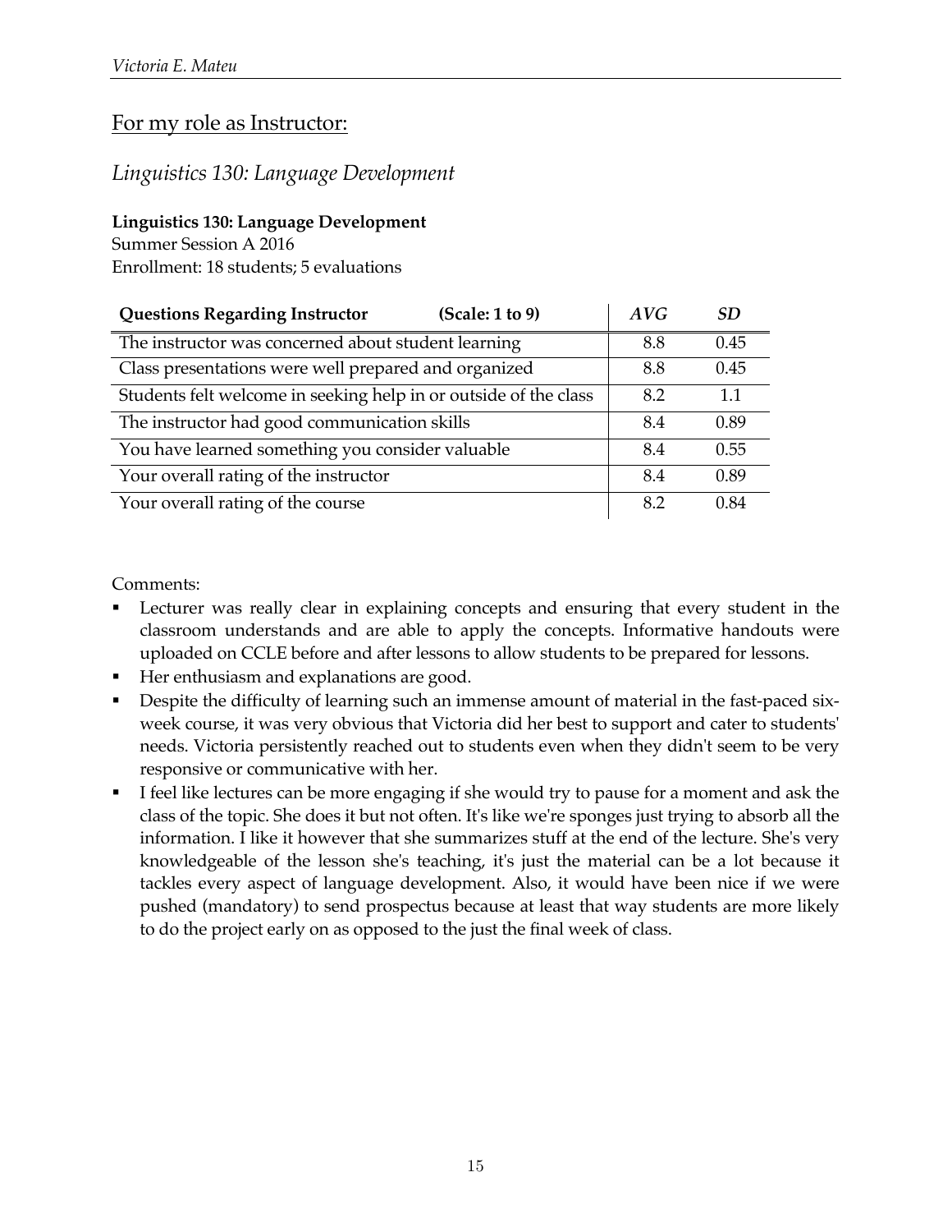## For my role as Instructor:

### *Linguistics 130: Language Development*

**Linguistics 130: Language Development**
Summer Session A 2016
Enrollment: 18 students; 5 evaluations

| **Questions Regarding Instructor (Scale: 1 to 9)** | *AVG* | *SD* |
|---|---|---|
| The instructor was concerned about student learning | 8.8 | 0.45 |
| Class presentations were well prepared and organized | 8.8 | 0.45 |
| Students felt welcome in seeking help in or outside of the class | 8.2 | 1.1 |
| The instructor had good communication skills | 8.4 | 0.89 |
| You have learned something you consider valuable | 8.4 | 0.55 |
| Your overall rating of the instructor | 8.4 | 0.89 |
| Your overall rating of the course | 8.2 | 0.84 |

Comments:

- Lecturer was really clear in explaining concepts and ensuring that every student in the classroom understands and are able to apply the concepts. Informative handouts were uploaded on CCLE before and after lessons to allow students to be prepared for lessons.
- Her enthusiasm and explanations are good.
- Despite the difficulty of learning such an immense amount of material in the fast-paced six-week course, it was very obvious that Victoria did her best to support and cater to students' needs. Victoria persistently reached out to students even when they didn't seem to be very responsive or communicative with her.
- I feel like lectures can be more engaging if she would try to pause for a moment and ask the class of the topic. She does it but not often. It's like we're sponges just trying to absorb all the information. I like it however that she summarizes stuff at the end of the lecture. She's very knowledgeable of the lesson she's teaching, it's just the material can be a lot because it tackles every aspect of language development. Also, it would have been nice if we were pushed (mandatory) to send prospectus because at least that way students are more likely to do the project early on as opposed to the just the final week of class.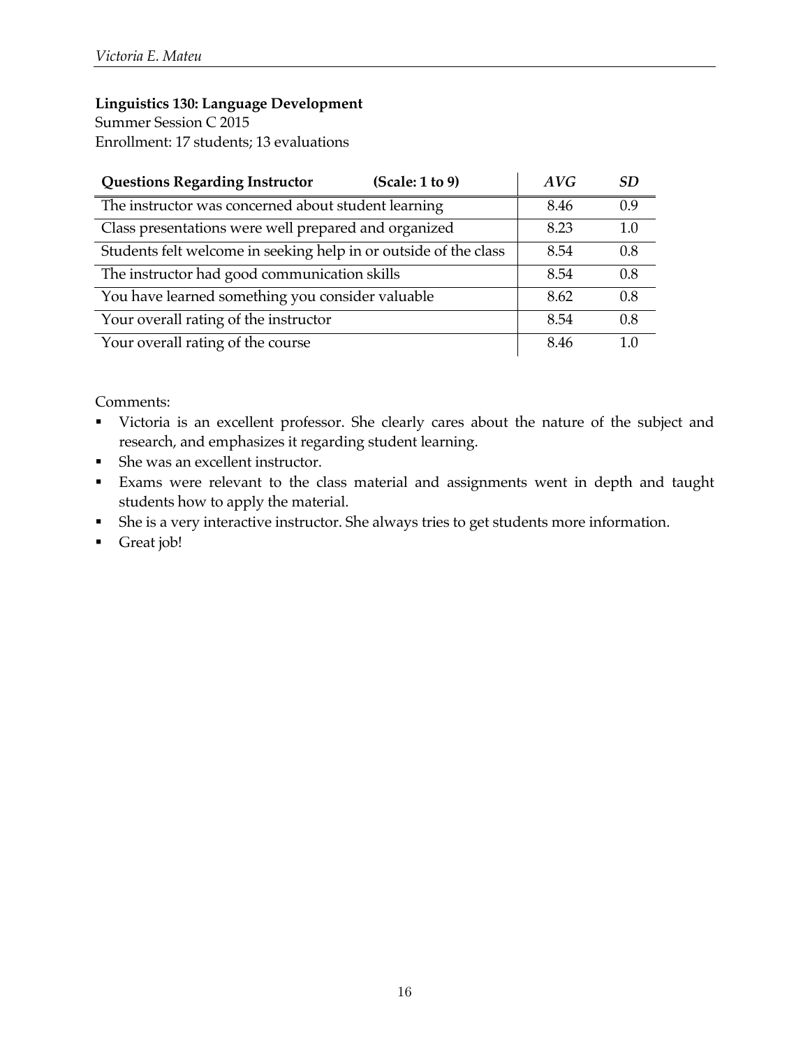**Linguistics 130: Language Development**

Summer Session C 2015

Enrollment: 17 students; 13 evaluations

| **Questions Regarding Instructor** (Scale: 1 to 9) | *AVG* | *SD* |
| --- | --- | --- |
| The instructor was concerned about student learning | 8.46 | 0.9 |
| Class presentations were well prepared and organized | 8.23 | 1.0 |
| Students felt welcome in seeking help in or outside of the class | 8.54 | 0.8 |
| The instructor had good communication skills | 8.54 | 0.8 |
| You have learned something you consider valuable | 8.62 | 0.8 |
| Your overall rating of the instructor | 8.54 | 0.8 |
| Your overall rating of the course | 8.46 | 1.0 |

Comments:

- Victoria is an excellent professor. She clearly cares about the nature of the subject and research, and emphasizes it regarding student learning.
- She was an excellent instructor.
- Exams were relevant to the class material and assignments went in depth and taught students how to apply the material.
- She is a very interactive instructor. She always tries to get students more information.
- Great job!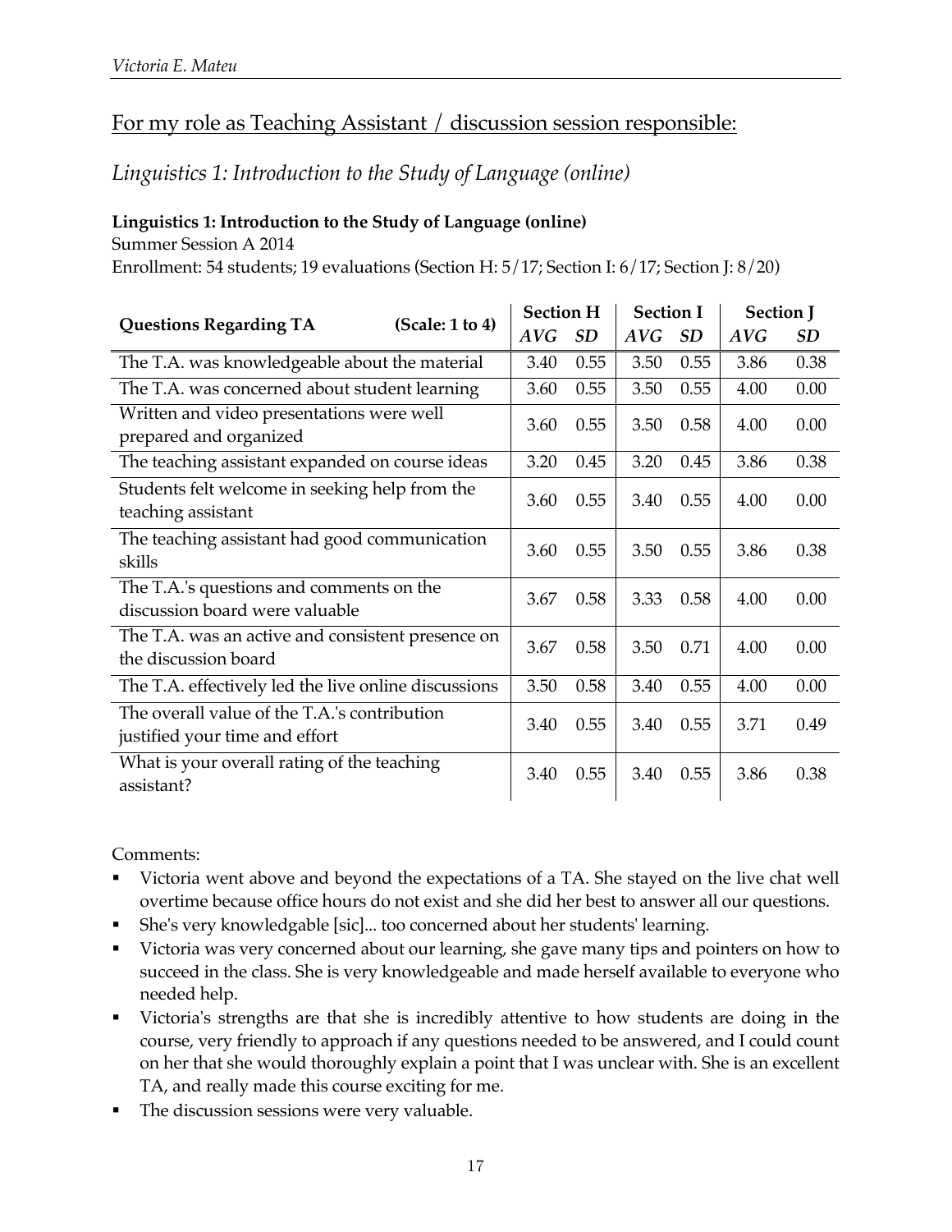## For my role as Teaching Assistant / discussion session responsible:

### *Linguistics 1: Introduction to the Study of Language (online)*

**Linguistics 1: Introduction to the Study of Language (online)**

Summer Session A 2014

Enrollment: 54 students; 19 evaluations (Section H: 5/17; Section I: 6/17; Section J: 8/20)

| Questions Regarding TA (Scale: 1 to 4) | Section H | | Section I | | Section J | |
|---|---|---|---|---|---|---|
| | *AVG* | *SD* | *AVG* | *SD* | *AVG* | *SD* |
| The T.A. was knowledgeable about the material | 3.40 | 0.55 | 3.50 | 0.55 | 3.86 | 0.38 |
| The T.A. was concerned about student learning | 3.60 | 0.55 | 3.50 | 0.55 | 4.00 | 0.00 |
| Written and video presentations were well prepared and organized | 3.60 | 0.55 | 3.50 | 0.58 | 4.00 | 0.00 |
| The teaching assistant expanded on course ideas | 3.20 | 0.45 | 3.20 | 0.45 | 3.86 | 0.38 |
| Students felt welcome in seeking help from the teaching assistant | 3.60 | 0.55 | 3.40 | 0.55 | 4.00 | 0.00 |
| The teaching assistant had good communication skills | 3.60 | 0.55 | 3.50 | 0.55 | 3.86 | 0.38 |
| The T.A.'s questions and comments on the discussion board were valuable | 3.67 | 0.58 | 3.33 | 0.58 | 4.00 | 0.00 |
| The T.A. was an active and consistent presence on the discussion board | 3.67 | 0.58 | 3.50 | 0.71 | 4.00 | 0.00 |
| The T.A. effectively led the live online discussions | 3.50 | 0.58 | 3.40 | 0.55 | 4.00 | 0.00 |
| The overall value of the T.A.'s contribution justified your time and effort | 3.40 | 0.55 | 3.40 | 0.55 | 3.71 | 0.49 |
| What is your overall rating of the teaching assistant? | 3.40 | 0.55 | 3.40 | 0.55 | 3.86 | 0.38 |

Comments:

- Victoria went above and beyond the expectations of a TA. She stayed on the live chat well overtime because office hours do not exist and she did her best to answer all our questions.
- She's very knowledgable [sic]... too concerned about her students' learning.
- Victoria was very concerned about our learning, she gave many tips and pointers on how to succeed in the class. She is very knowledgeable and made herself available to everyone who needed help.
- Victoria's strengths are that she is incredibly attentive to how students are doing in the course, very friendly to approach if any questions needed to be answered, and I could count on her that she would thoroughly explain a point that I was unclear with. She is an excellent TA, and really made this course exciting for me.
- The discussion sessions were very valuable.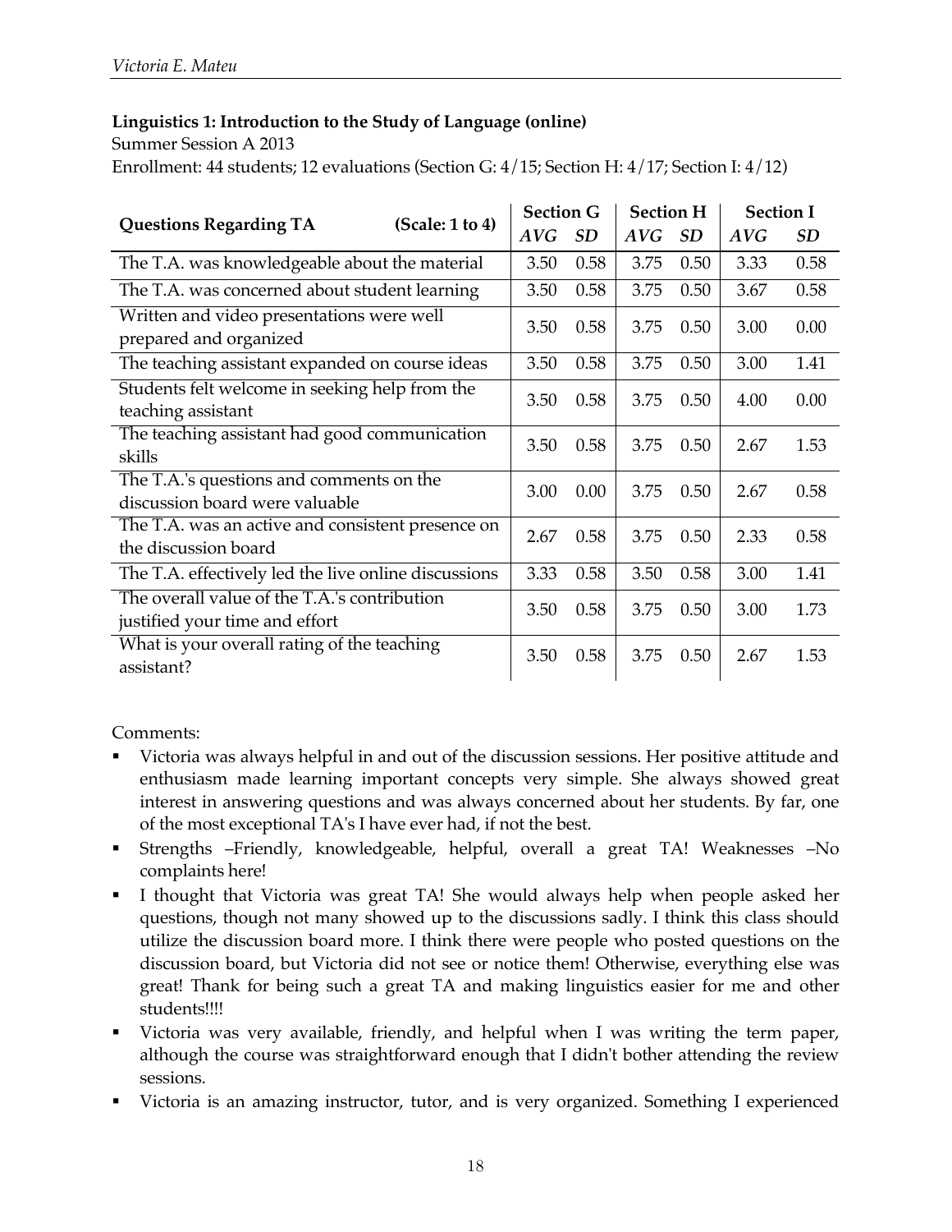**Linguistics 1: Introduction to the Study of Language (online)**

Summer Session A 2013

Enrollment: 44 students; 12 evaluations (Section G: 4/15; Section H: 4/17; Section I: 4/12)

| **Questions Regarding TA** (Scale: 1 to 4) | **Section G** | | **Section H** | | **Section I** | |
|---|---|---|---|---|---|---|
| | *AVG* | *SD* | *AVG* | *SD* | *AVG* | *SD* |
| The T.A. was knowledgeable about the material | 3.50 | 0.58 | 3.75 | 0.50 | 3.33 | 0.58 |
| The T.A. was concerned about student learning | 3.50 | 0.58 | 3.75 | 0.50 | 3.67 | 0.58 |
| Written and video presentations were well prepared and organized | 3.50 | 0.58 | 3.75 | 0.50 | 3.00 | 0.00 |
| The teaching assistant expanded on course ideas | 3.50 | 0.58 | 3.75 | 0.50 | 3.00 | 1.41 |
| Students felt welcome in seeking help from the teaching assistant | 3.50 | 0.58 | 3.75 | 0.50 | 4.00 | 0.00 |
| The teaching assistant had good communication skills | 3.50 | 0.58 | 3.75 | 0.50 | 2.67 | 1.53 |
| The T.A.'s questions and comments on the discussion board were valuable | 3.00 | 0.00 | 3.75 | 0.50 | 2.67 | 0.58 |
| The T.A. was an active and consistent presence on the discussion board | 2.67 | 0.58 | 3.75 | 0.50 | 2.33 | 0.58 |
| The T.A. effectively led the live online discussions | 3.33 | 0.58 | 3.50 | 0.58 | 3.00 | 1.41 |
| The overall value of the T.A.'s contribution justified your time and effort | 3.50 | 0.58 | 3.75 | 0.50 | 3.00 | 1.73 |
| What is your overall rating of the teaching assistant? | 3.50 | 0.58 | 3.75 | 0.50 | 2.67 | 1.53 |

Comments:

- Victoria was always helpful in and out of the discussion sessions. Her positive attitude and enthusiasm made learning important concepts very simple. She always showed great interest in answering questions and was always concerned about her students. By far, one of the most exceptional TA's I have ever had, if not the best.
- Strengths –Friendly, knowledgeable, helpful, overall a great TA! Weaknesses –No complaints here!
- I thought that Victoria was great TA! She would always help when people asked her questions, though not many showed up to the discussions sadly. I think this class should utilize the discussion board more. I think there were people who posted questions on the discussion board, but Victoria did not see or notice them! Otherwise, everything else was great! Thank for being such a great TA and making linguistics easier for me and other students!!!!
- Victoria was very available, friendly, and helpful when I was writing the term paper, although the course was straightforward enough that I didn't bother attending the review sessions.
- Victoria is an amazing instructor, tutor, and is very organized. Something I experienced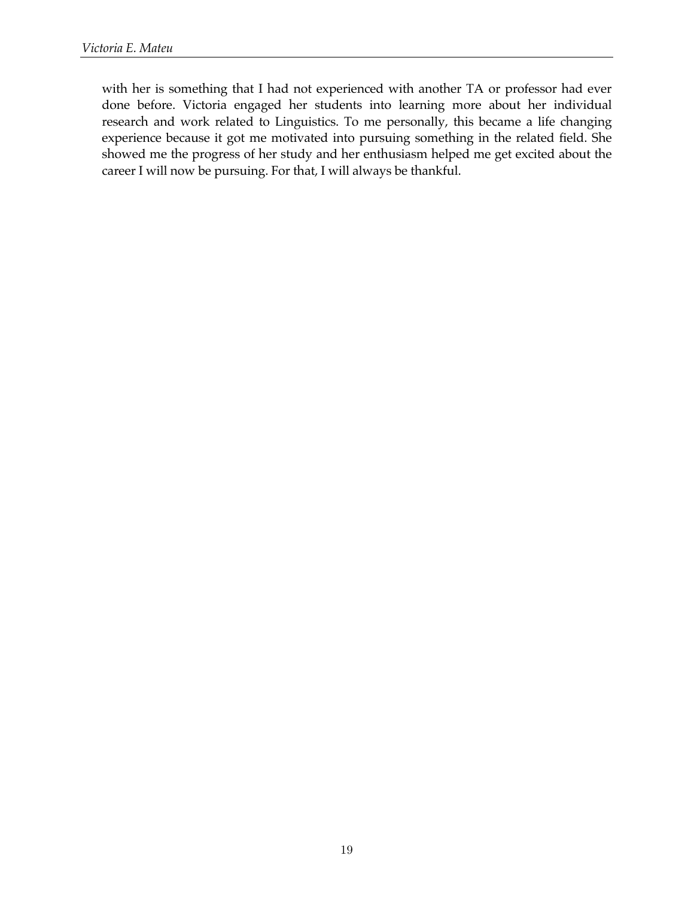with her is something that I had not experienced with another TA or professor had ever done before. Victoria engaged her students into learning more about her individual research and work related to Linguistics. To me personally, this became a life changing experience because it got me motivated into pursuing something in the related field. She showed me the progress of her study and her enthusiasm helped me get excited about the career I will now be pursuing. For that, I will always be thankful.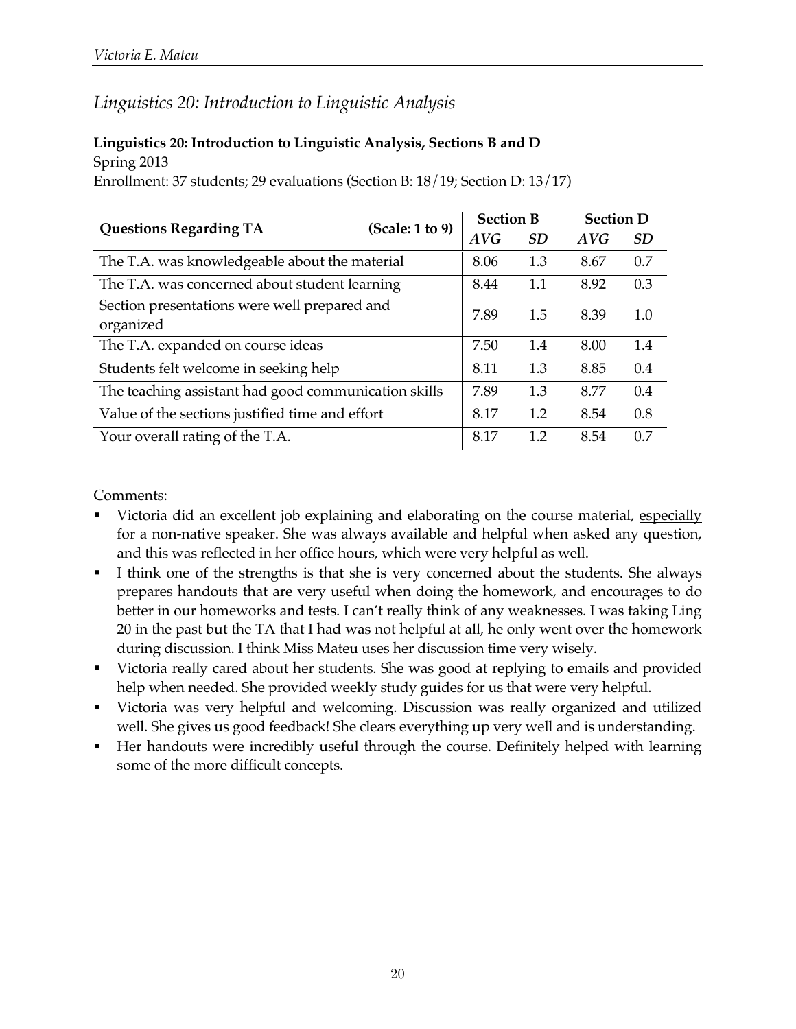## *Linguistics 20: Introduction to Linguistic Analysis*

**Linguistics 20: Introduction to Linguistic Analysis, Sections B and D**
Spring 2013
Enrollment: 37 students; 29 evaluations (Section B: 18/19; Section D: 13/17)

| Questions Regarding TA (Scale: 1 to 9) | Section B | | Section D | |
|---|---|---|---|---|
| | *AVG* | *SD* | *AVG* | *SD* |
| The T.A. was knowledgeable about the material | 8.06 | 1.3 | 8.67 | 0.7 |
| The T.A. was concerned about student learning | 8.44 | 1.1 | 8.92 | 0.3 |
| Section presentations were well prepared and organized | 7.89 | 1.5 | 8.39 | 1.0 |
| The T.A. expanded on course ideas | 7.50 | 1.4 | 8.00 | 1.4 |
| Students felt welcome in seeking help | 8.11 | 1.3 | 8.85 | 0.4 |
| The teaching assistant had good communication skills | 7.89 | 1.3 | 8.77 | 0.4 |
| Value of the sections justified time and effort | 8.17 | 1.2 | 8.54 | 0.8 |
| Your overall rating of the T.A. | 8.17 | 1.2 | 8.54 | 0.7 |

Comments:

- Victoria did an excellent job explaining and elaborating on the course material, <u>especially</u> for a non-native speaker. She was always available and helpful when asked any question, and this was reflected in her office hours, which were very helpful as well.
- I think one of the strengths is that she is very concerned about the students. She always prepares handouts that are very useful when doing the homework, and encourages to do better in our homeworks and tests. I can't really think of any weaknesses. I was taking Ling 20 in the past but the TA that I had was not helpful at all, he only went over the homework during discussion. I think Miss Mateu uses her discussion time very wisely.
- Victoria really cared about her students. She was good at replying to emails and provided help when needed. She provided weekly study guides for us that were very helpful.
- Victoria was very helpful and welcoming. Discussion was really organized and utilized well. She gives us good feedback! She clears everything up very well and is understanding.
- Her handouts were incredibly useful through the course. Definitely helped with learning some of the more difficult concepts.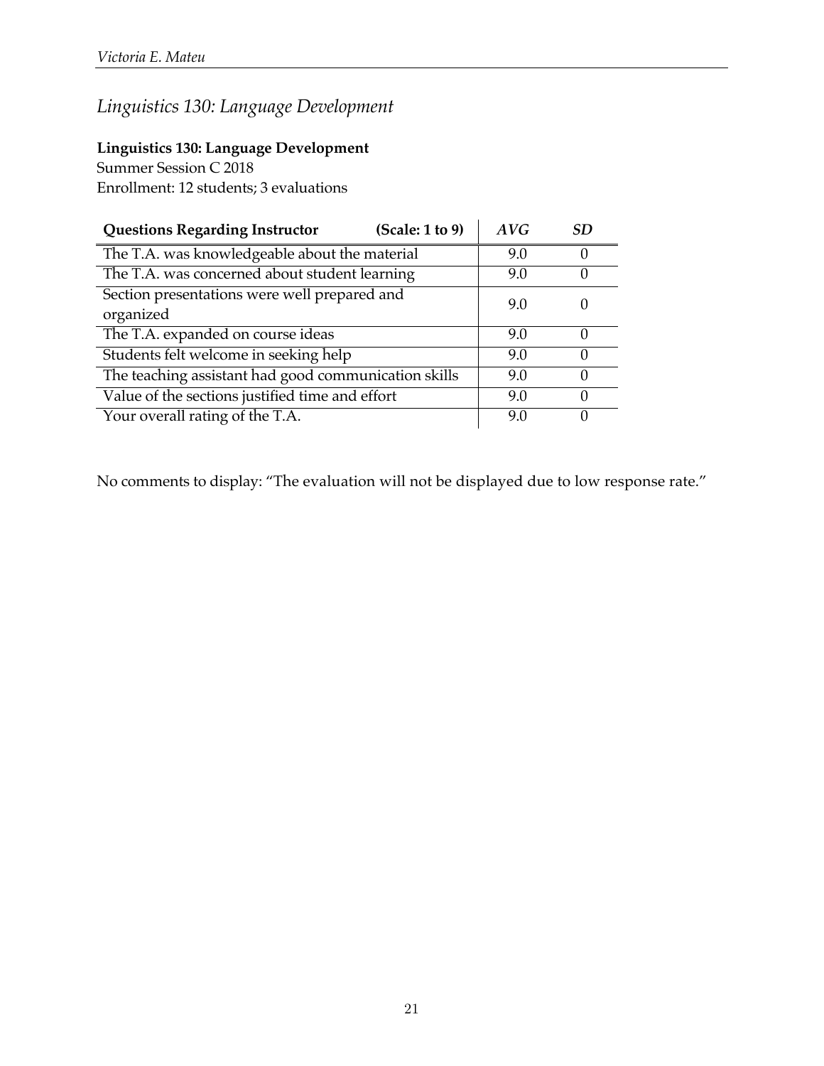## *Linguistics 130: Language Development*

**Linguistics 130: Language Development**
Summer Session C 2018
Enrollment: 12 students; 3 evaluations

| **Questions Regarding Instructor** **(Scale: 1 to 9)** | ***AVG*** | ***SD*** |
| --- | --- | --- |
| The T.A. was knowledgeable about the material | 9.0 | 0 |
| The T.A. was concerned about student learning | 9.0 | 0 |
| Section presentations were well prepared and organized | 9.0 | 0 |
| The T.A. expanded on course ideas | 9.0 | 0 |
| Students felt welcome in seeking help | 9.0 | 0 |
| The teaching assistant had good communication skills | 9.0 | 0 |
| Value of the sections justified time and effort | 9.0 | 0 |
| Your overall rating of the T.A. | 9.0 | 0 |

No comments to display: "The evaluation will not be displayed due to low response rate."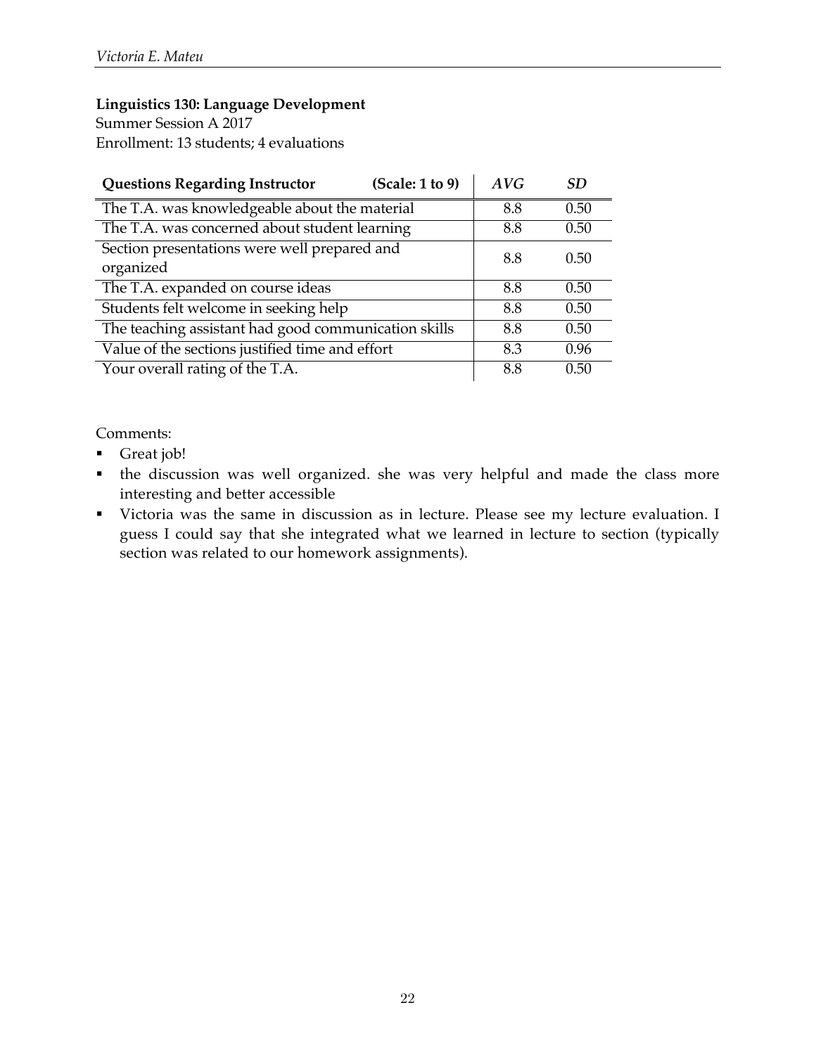**Linguistics 130: Language Development**
Summer Session A 2017
Enrollment: 13 students; 4 evaluations

| **Questions Regarding Instructor (Scale: 1 to 9)** | *AVG* | *SD* |
|---|---|---|
| The T.A. was knowledgeable about the material | 8.8 | 0.50 |
| The T.A. was concerned about student learning | 8.8 | 0.50 |
| Section presentations were well prepared and organized | 8.8 | 0.50 |
| The T.A. expanded on course ideas | 8.8 | 0.50 |
| Students felt welcome in seeking help | 8.8 | 0.50 |
| The teaching assistant had good communication skills | 8.8 | 0.50 |
| Value of the sections justified time and effort | 8.3 | 0.96 |
| Your overall rating of the T.A. | 8.8 | 0.50 |

Comments:

- Great job!
- the discussion was well organized. she was very helpful and made the class more interesting and better accessible
- Victoria was the same in discussion as in lecture. Please see my lecture evaluation. I guess I could say that she integrated what we learned in lecture to section (typically section was related to our homework assignments).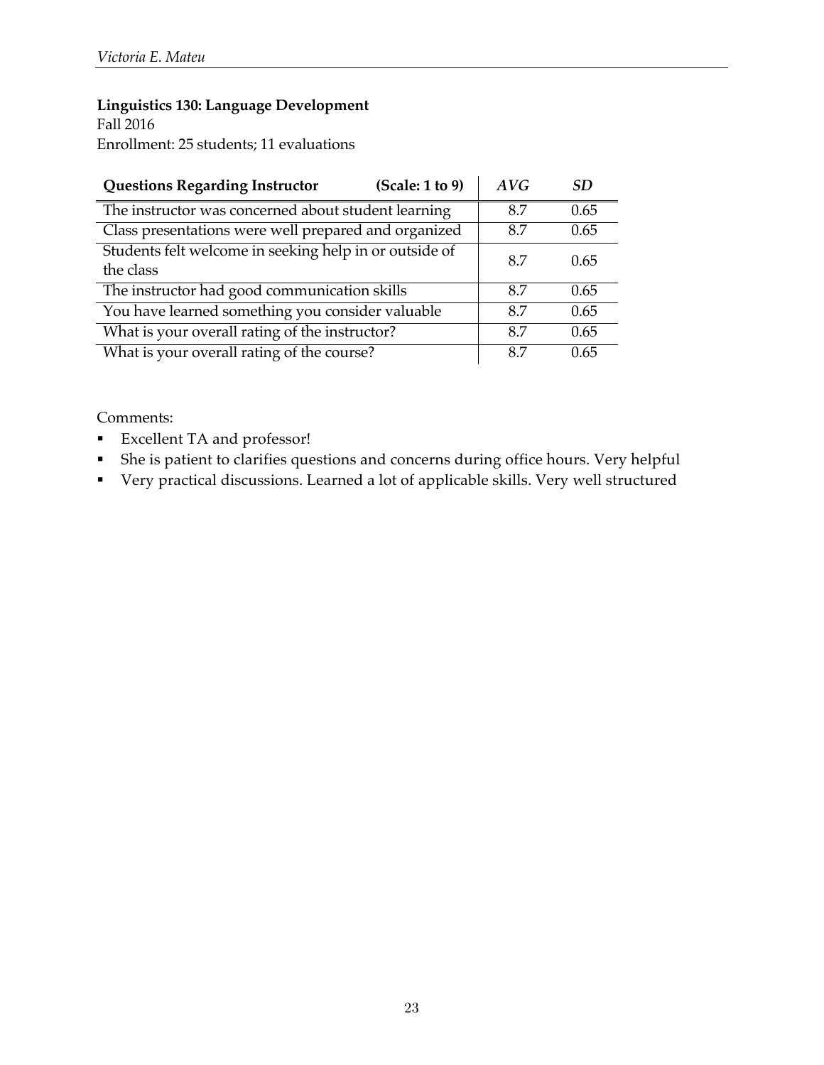**Linguistics 130: Language Development**
Fall 2016
Enrollment: 25 students; 11 evaluations

| **Questions Regarding Instructor** (Scale: 1 to 9) | *AVG* | *SD* |
|---|---|---|
| The instructor was concerned about student learning | 8.7 | 0.65 |
| Class presentations were well prepared and organized | 8.7 | 0.65 |
| Students felt welcome in seeking help in or outside of the class | 8.7 | 0.65 |
| The instructor had good communication skills | 8.7 | 0.65 |
| You have learned something you consider valuable | 8.7 | 0.65 |
| What is your overall rating of the instructor? | 8.7 | 0.65 |
| What is your overall rating of the course? | 8.7 | 0.65 |

Comments:

- Excellent TA and professor!
- She is patient to clarifies questions and concerns during office hours. Very helpful
- Very practical discussions. Learned a lot of applicable skills. Very well structured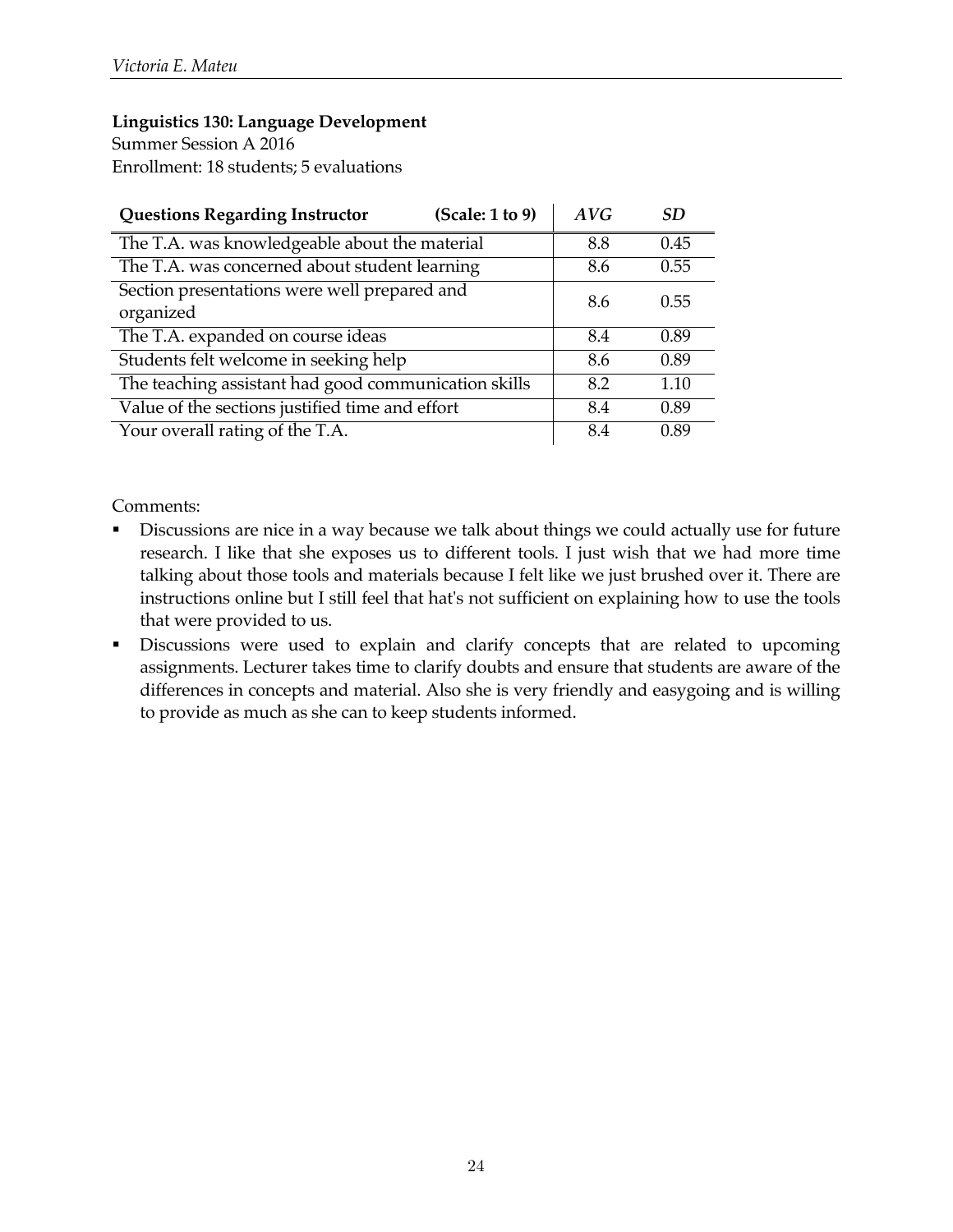**Linguistics 130: Language Development**
Summer Session A 2016
Enrollment: 18 students; 5 evaluations

| **Questions Regarding Instructor (Scale: 1 to 9)** | *AVG* | *SD* |
|---|---|---|
| The T.A. was knowledgeable about the material | 8.8 | 0.45 |
| The T.A. was concerned about student learning | 8.6 | 0.55 |
| Section presentations were well prepared and organized | 8.6 | 0.55 |
| The T.A. expanded on course ideas | 8.4 | 0.89 |
| Students felt welcome in seeking help | 8.6 | 0.89 |
| The teaching assistant had good communication skills | 8.2 | 1.10 |
| Value of the sections justified time and effort | 8.4 | 0.89 |
| Your overall rating of the T.A. | 8.4 | 0.89 |

Comments:

- Discussions are nice in a way because we talk about things we could actually use for future research. I like that she exposes us to different tools. I just wish that we had more time talking about those tools and materials because I felt like we just brushed over it. There are instructions online but I still feel that hat's not sufficient on explaining how to use the tools that were provided to us.
- Discussions were used to explain and clarify concepts that are related to upcoming assignments. Lecturer takes time to clarify doubts and ensure that students are aware of the differences in concepts and material. Also she is very friendly and easygoing and is willing to provide as much as she can to keep students informed.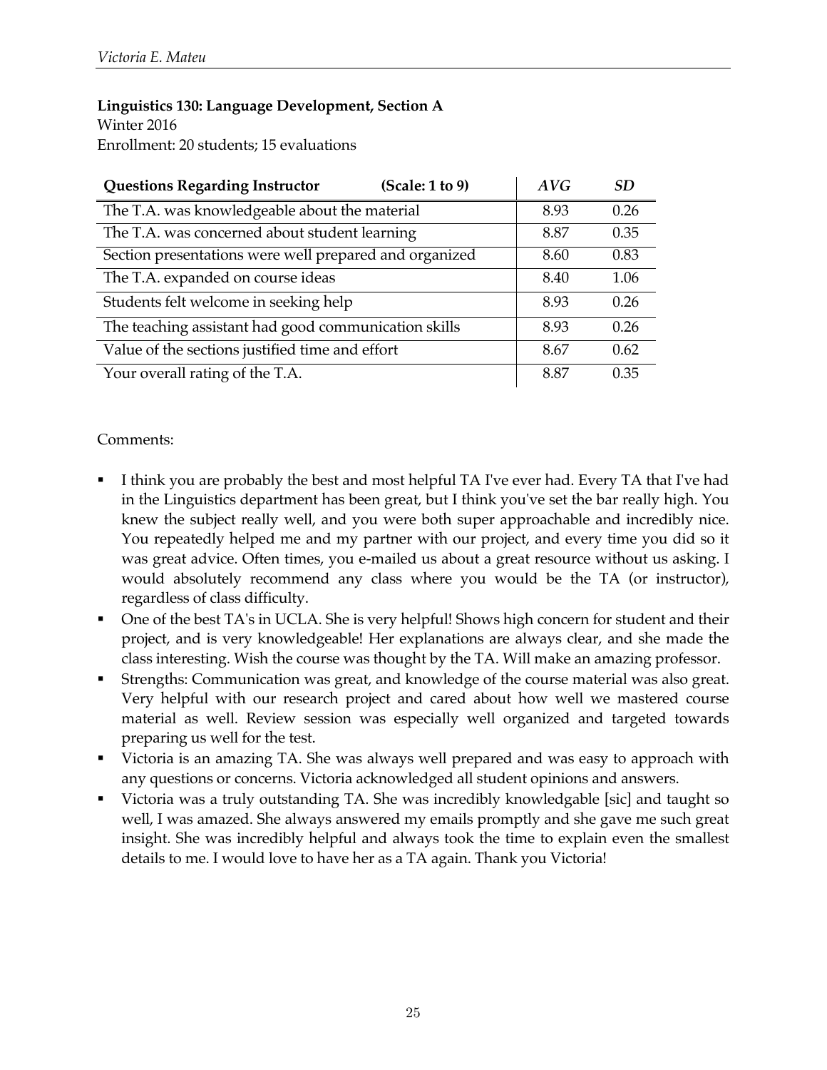**Linguistics 130: Language Development, Section A**
Winter 2016
Enrollment: 20 students; 15 evaluations

| **Questions Regarding Instructor** (Scale: 1 to 9) | *AVG* | *SD* |
|---|---|---|
| The T.A. was knowledgeable about the material | 8.93 | 0.26 |
| The T.A. was concerned about student learning | 8.87 | 0.35 |
| Section presentations were well prepared and organized | 8.60 | 0.83 |
| The T.A. expanded on course ideas | 8.40 | 1.06 |
| Students felt welcome in seeking help | 8.93 | 0.26 |
| The teaching assistant had good communication skills | 8.93 | 0.26 |
| Value of the sections justified time and effort | 8.67 | 0.62 |
| Your overall rating of the T.A. | 8.87 | 0.35 |

Comments:

- I think you are probably the best and most helpful TA I've ever had. Every TA that I've had in the Linguistics department has been great, but I think you've set the bar really high. You knew the subject really well, and you were both super approachable and incredibly nice. You repeatedly helped me and my partner with our project, and every time you did so it was great advice. Often times, you e-mailed us about a great resource without us asking. I would absolutely recommend any class where you would be the TA (or instructor), regardless of class difficulty.
- One of the best TA's in UCLA. She is very helpful! Shows high concern for student and their project, and is very knowledgeable! Her explanations are always clear, and she made the class interesting. Wish the course was thought by the TA. Will make an amazing professor.
- Strengths: Communication was great, and knowledge of the course material was also great. Very helpful with our research project and cared about how well we mastered course material as well. Review session was especially well organized and targeted towards preparing us well for the test.
- Victoria is an amazing TA. She was always well prepared and was easy to approach with any questions or concerns. Victoria acknowledged all student opinions and answers.
- Victoria was a truly outstanding TA. She was incredibly knowledgable [sic] and taught so well, I was amazed. She always answered my emails promptly and she gave me such great insight. She was incredibly helpful and always took the time to explain even the smallest details to me. I would love to have her as a TA again. Thank you Victoria!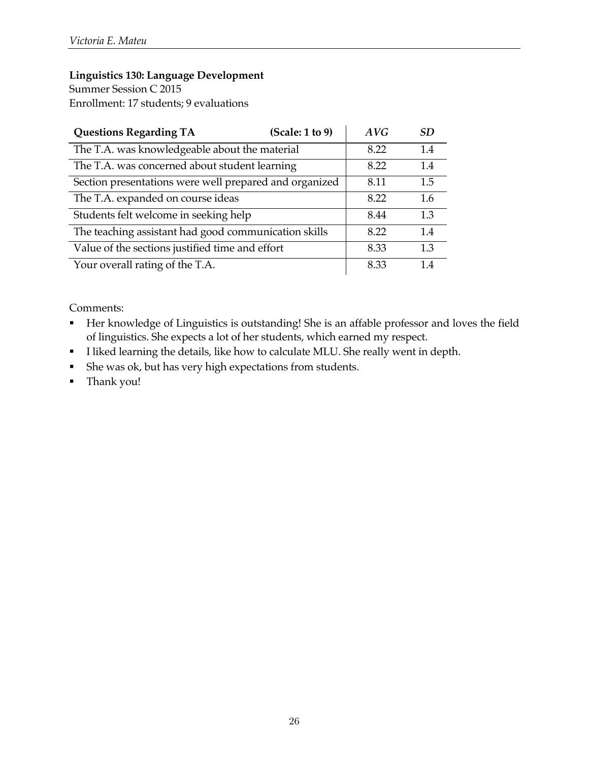**Linguistics 130: Language Development**
Summer Session C 2015
Enrollment: 17 students; 9 evaluations

| **Questions Regarding TA** **(Scale: 1 to 9)** | *AVG* | *SD* |
|---|---|---|
| The T.A. was knowledgeable about the material | 8.22 | 1.4 |
| The T.A. was concerned about student learning | 8.22 | 1.4 |
| Section presentations were well prepared and organized | 8.11 | 1.5 |
| The T.A. expanded on course ideas | 8.22 | 1.6 |
| Students felt welcome in seeking help | 8.44 | 1.3 |
| The teaching assistant had good communication skills | 8.22 | 1.4 |
| Value of the sections justified time and effort | 8.33 | 1.3 |
| Your overall rating of the T.A. | 8.33 | 1.4 |

Comments:

- Her knowledge of Linguistics is outstanding! She is an affable professor and loves the field of linguistics. She expects a lot of her students, which earned my respect.
- I liked learning the details, like how to calculate MLU. She really went in depth.
- She was ok, but has very high expectations from students.
- Thank you!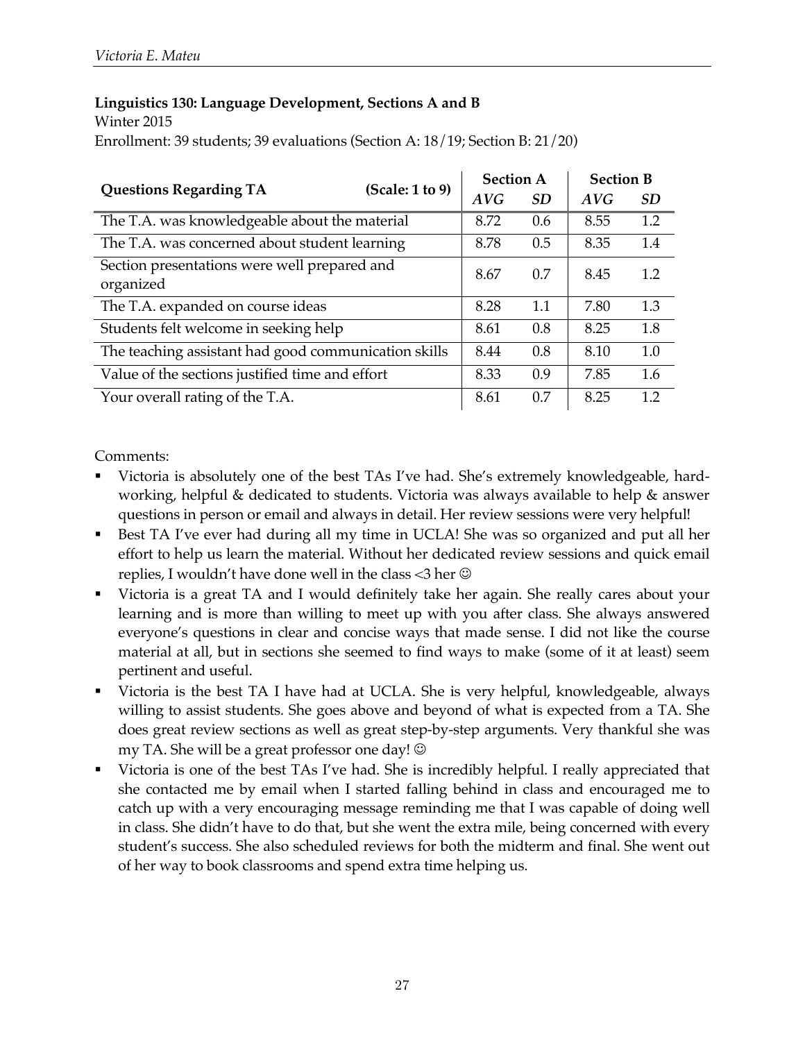**Linguistics 130: Language Development, Sections A and B**

Winter 2015

Enrollment: 39 students; 39 evaluations (Section A: 18/19; Section B: 21/20)

| Questions Regarding TA (Scale: 1 to 9) | Section A | | Section B | |
|---|---|---|---|---|
| | *AVG* | *SD* | *AVG* | *SD* |
| The T.A. was knowledgeable about the material | 8.72 | 0.6 | 8.55 | 1.2 |
| The T.A. was concerned about student learning | 8.78 | 0.5 | 8.35 | 1.4 |
| Section presentations were well prepared and organized | 8.67 | 0.7 | 8.45 | 1.2 |
| The T.A. expanded on course ideas | 8.28 | 1.1 | 7.80 | 1.3 |
| Students felt welcome in seeking help | 8.61 | 0.8 | 8.25 | 1.8 |
| The teaching assistant had good communication skills | 8.44 | 0.8 | 8.10 | 1.0 |
| Value of the sections justified time and effort | 8.33 | 0.9 | 7.85 | 1.6 |
| Your overall rating of the T.A. | 8.61 | 0.7 | 8.25 | 1.2 |

Comments:

- Victoria is absolutely one of the best TAs I've had. She's extremely knowledgeable, hard-working, helpful & dedicated to students. Victoria was always available to help & answer questions in person or email and always in detail. Her review sessions were very helpful!
- Best TA I've ever had during all my time in UCLA! She was so organized and put all her effort to help us learn the material. Without her dedicated review sessions and quick email replies, I wouldn't have done well in the class <3 her ☺
- Victoria is a great TA and I would definitely take her again. She really cares about your learning and is more than willing to meet up with you after class. She always answered everyone's questions in clear and concise ways that made sense. I did not like the course material at all, but in sections she seemed to find ways to make (some of it at least) seem pertinent and useful.
- Victoria is the best TA I have had at UCLA. She is very helpful, knowledgeable, always willing to assist students. She goes above and beyond of what is expected from a TA. She does great review sections as well as great step-by-step arguments. Very thankful she was my TA. She will be a great professor one day! ☺
- Victoria is one of the best TAs I've had. She is incredibly helpful. I really appreciated that she contacted me by email when I started falling behind in class and encouraged me to catch up with a very encouraging message reminding me that I was capable of doing well in class. She didn't have to do that, but she went the extra mile, being concerned with every student's success. She also scheduled reviews for both the midterm and final. She went out of her way to book classrooms and spend extra time helping us.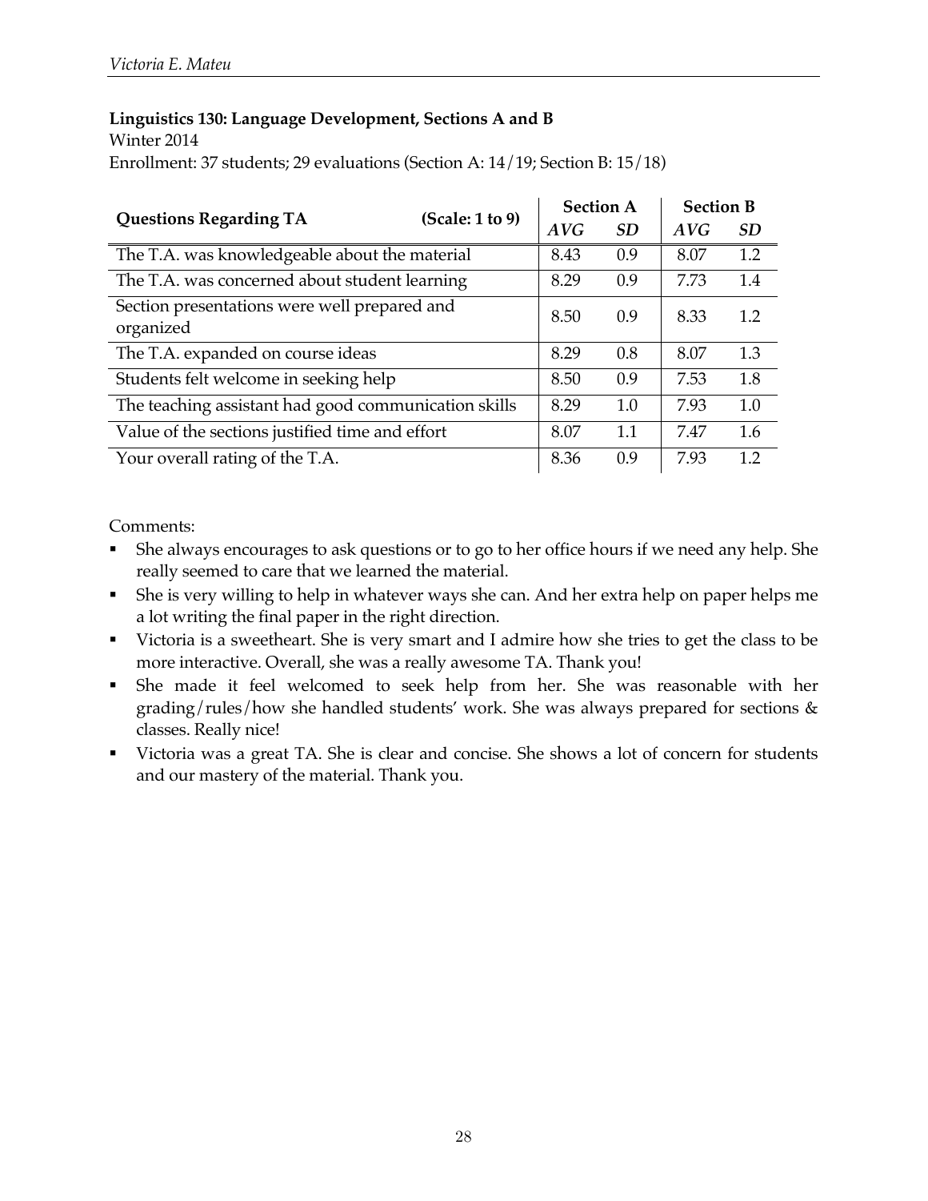**Linguistics 130: Language Development, Sections A and B**
Winter 2014
Enrollment: 37 students; 29 evaluations (Section A: 14/19; Section B: 15/18)

| **Questions Regarding TA** (Scale: 1 to 9) | **Section A** | | **Section B** | |
|---|---|---|---|---|
| | *AVG* | *SD* | *AVG* | *SD* |
| The T.A. was knowledgeable about the material | 8.43 | 0.9 | 8.07 | 1.2 |
| The T.A. was concerned about student learning | 8.29 | 0.9 | 7.73 | 1.4 |
| Section presentations were well prepared and organized | 8.50 | 0.9 | 8.33 | 1.2 |
| The T.A. expanded on course ideas | 8.29 | 0.8 | 8.07 | 1.3 |
| Students felt welcome in seeking help | 8.50 | 0.9 | 7.53 | 1.8 |
| The teaching assistant had good communication skills | 8.29 | 1.0 | 7.93 | 1.0 |
| Value of the sections justified time and effort | 8.07 | 1.1 | 7.47 | 1.6 |
| Your overall rating of the T.A. | 8.36 | 0.9 | 7.93 | 1.2 |

Comments:

- She always encourages to ask questions or to go to her office hours if we need any help. She really seemed to care that we learned the material.
- She is very willing to help in whatever ways she can. And her extra help on paper helps me a lot writing the final paper in the right direction.
- Victoria is a sweetheart. She is very smart and I admire how she tries to get the class to be more interactive. Overall, she was a really awesome TA. Thank you!
- She made it feel welcomed to seek help from her. She was reasonable with her grading/rules/how she handled students' work. She was always prepared for sections & classes. Really nice!
- Victoria was a great TA. She is clear and concise. She shows a lot of concern for students and our mastery of the material. Thank you.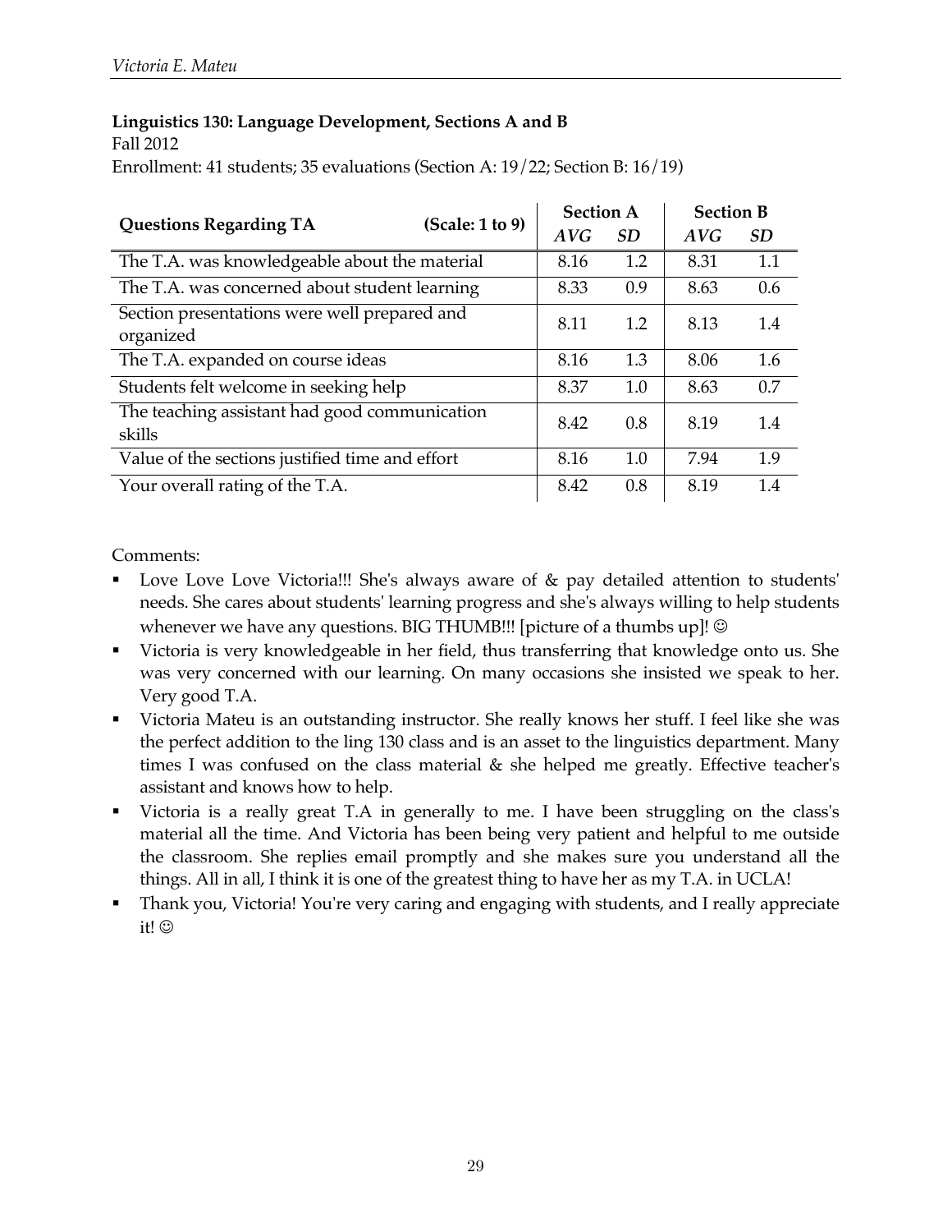**Linguistics 130: Language Development, Sections A and B**
Fall 2012
Enrollment: 41 students; 35 evaluations (Section A: 19/22; Section B: 16/19)

| Questions Regarding TA (Scale: 1 to 9) | Section A | | Section B | |
|---|---|---|---|---|
| | *AVG* | *SD* | *AVG* | *SD* |
| The T.A. was knowledgeable about the material | 8.16 | 1.2 | 8.31 | 1.1 |
| The T.A. was concerned about student learning | 8.33 | 0.9 | 8.63 | 0.6 |
| Section presentations were well prepared and organized | 8.11 | 1.2 | 8.13 | 1.4 |
| The T.A. expanded on course ideas | 8.16 | 1.3 | 8.06 | 1.6 |
| Students felt welcome in seeking help | 8.37 | 1.0 | 8.63 | 0.7 |
| The teaching assistant had good communication skills | 8.42 | 0.8 | 8.19 | 1.4 |
| Value of the sections justified time and effort | 8.16 | 1.0 | 7.94 | 1.9 |
| Your overall rating of the T.A. | 8.42 | 0.8 | 8.19 | 1.4 |

Comments:

- Love Love Love Victoria!!! She's always aware of & pay detailed attention to students' needs. She cares about students' learning progress and she's always willing to help students whenever we have any questions. BIG THUMB!!! [picture of a thumbs up]! ☺
- Victoria is very knowledgeable in her field, thus transferring that knowledge onto us. She was very concerned with our learning. On many occasions she insisted we speak to her. Very good T.A.
- Victoria Mateu is an outstanding instructor. She really knows her stuff. I feel like she was the perfect addition to the ling 130 class and is an asset to the linguistics department. Many times I was confused on the class material & she helped me greatly. Effective teacher's assistant and knows how to help.
- Victoria is a really great T.A in generally to me. I have been struggling on the class's material all the time. And Victoria has been being very patient and helpful to me outside the classroom. She replies email promptly and she makes sure you understand all the things. All in all, I think it is one of the greatest thing to have her as my T.A. in UCLA!
- Thank you, Victoria! You're very caring and engaging with students, and I really appreciate it! ☺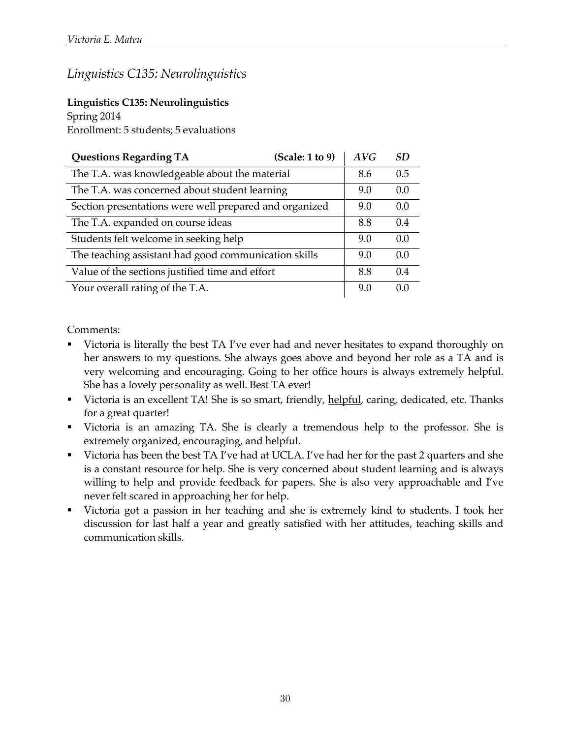## *Linguistics C135: Neurolinguistics*

**Linguistics C135: Neurolinguistics**
Spring 2014
Enrollment: 5 students; 5 evaluations

| Questions Regarding TA (Scale: 1 to 9) | *AVG* | *SD* |
|---|---|---|
| The T.A. was knowledgeable about the material | 8.6 | 0.5 |
| The T.A. was concerned about student learning | 9.0 | 0.0 |
| Section presentations were well prepared and organized | 9.0 | 0.0 |
| The T.A. expanded on course ideas | 8.8 | 0.4 |
| Students felt welcome in seeking help | 9.0 | 0.0 |
| The teaching assistant had good communication skills | 9.0 | 0.0 |
| Value of the sections justified time and effort | 8.8 | 0.4 |
| Your overall rating of the T.A. | 9.0 | 0.0 |

Comments:

- Victoria is literally the best TA I've ever had and never hesitates to expand thoroughly on her answers to my questions. She always goes above and beyond her role as a TA and is very welcoming and encouraging. Going to her office hours is always extremely helpful. She has a lovely personality as well. Best TA ever!
- Victoria is an excellent TA! She is so smart, friendly, <u>helpful</u>, caring, dedicated, etc. Thanks for a great quarter!
- Victoria is an amazing TA. She is clearly a tremendous help to the professor. She is extremely organized, encouraging, and helpful.
- Victoria has been the best TA I've had at UCLA. I've had her for the past 2 quarters and she is a constant resource for help. She is very concerned about student learning and is always willing to help and provide feedback for papers. She is also very approachable and I've never felt scared in approaching her for help.
- Victoria got a passion in her teaching and she is extremely kind to students. I took her discussion for last half a year and greatly satisfied with her attitudes, teaching skills and communication skills.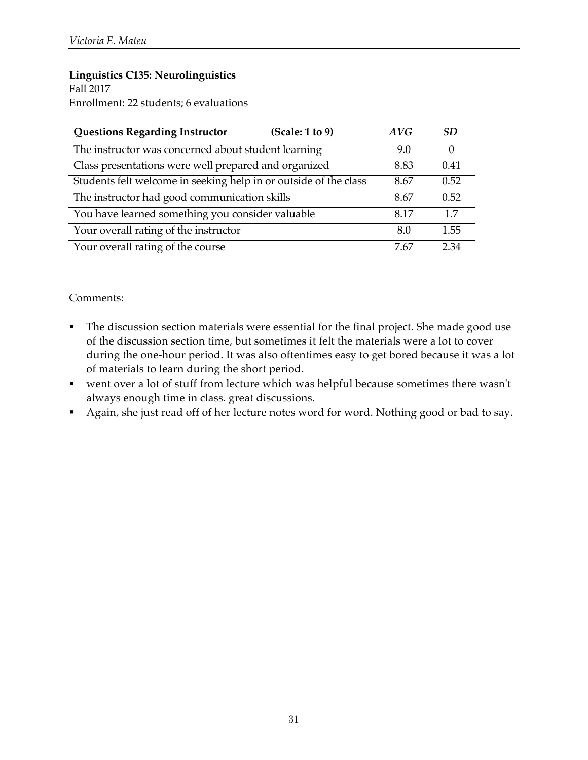**Linguistics C135: Neurolinguistics**
Fall 2017
Enrollment: 22 students; 6 evaluations

| **Questions Regarding Instructor** (Scale: 1 to 9) | *AVG* | *SD* |
|---|---|---|
| The instructor was concerned about student learning | 9.0 | 0 |
| Class presentations were well prepared and organized | 8.83 | 0.41 |
| Students felt welcome in seeking help in or outside of the class | 8.67 | 0.52 |
| The instructor had good communication skills | 8.67 | 0.52 |
| You have learned something you consider valuable | 8.17 | 1.7 |
| Your overall rating of the instructor | 8.0 | 1.55 |
| Your overall rating of the course | 7.67 | 2.34 |

Comments:

- The discussion section materials were essential for the final project. She made good use of the discussion section time, but sometimes it felt the materials were a lot to cover during the one-hour period. It was also oftentimes easy to get bored because it was a lot of materials to learn during the short period.
- went over a lot of stuff from lecture which was helpful because sometimes there wasn't always enough time in class. great discussions.
- Again, she just read off of her lecture notes word for word. Nothing good or bad to say.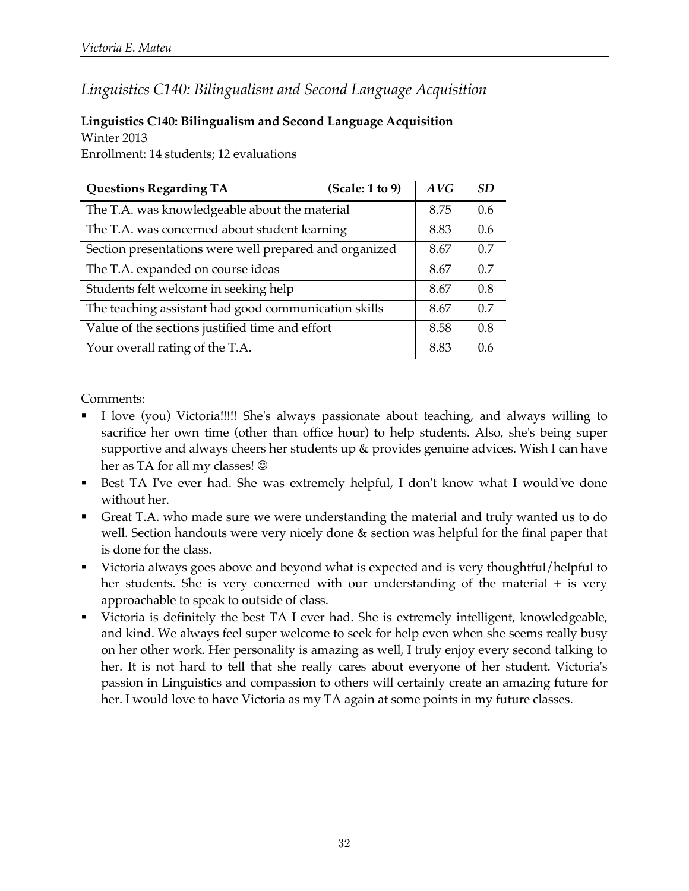## *Linguistics C140: Bilingualism and Second Language Acquisition*

**Linguistics C140: Bilingualism and Second Language Acquisition**
Winter 2013
Enrollment: 14 students; 12 evaluations

| **Questions Regarding TA** (Scale: 1 to 9) | *AVG* | *SD* |
|---|---|---|
| The T.A. was knowledgeable about the material | 8.75 | 0.6 |
| The T.A. was concerned about student learning | 8.83 | 0.6 |
| Section presentations were well prepared and organized | 8.67 | 0.7 |
| The T.A. expanded on course ideas | 8.67 | 0.7 |
| Students felt welcome in seeking help | 8.67 | 0.8 |
| The teaching assistant had good communication skills | 8.67 | 0.7 |
| Value of the sections justified time and effort | 8.58 | 0.8 |
| Your overall rating of the T.A. | 8.83 | 0.6 |

Comments:

- I love (you) Victoria!!!!! She's always passionate about teaching, and always willing to sacrifice her own time (other than office hour) to help students. Also, she's being super supportive and always cheers her students up & provides genuine advices. Wish I can have her as TA for all my classes! ☺
- Best TA I've ever had. She was extremely helpful, I don't know what I would've done without her.
- Great T.A. who made sure we were understanding the material and truly wanted us to do well. Section handouts were very nicely done & section was helpful for the final paper that is done for the class.
- Victoria always goes above and beyond what is expected and is very thoughtful/helpful to her students. She is very concerned with our understanding of the material + is very approachable to speak to outside of class.
- Victoria is definitely the best TA I ever had. She is extremely intelligent, knowledgeable, and kind. We always feel super welcome to seek for help even when she seems really busy on her other work. Her personality is amazing as well, I truly enjoy every second talking to her. It is not hard to tell that she really cares about everyone of her student. Victoria's passion in Linguistics and compassion to others will certainly create an amazing future for her. I would love to have Victoria as my TA again at some points in my future classes.